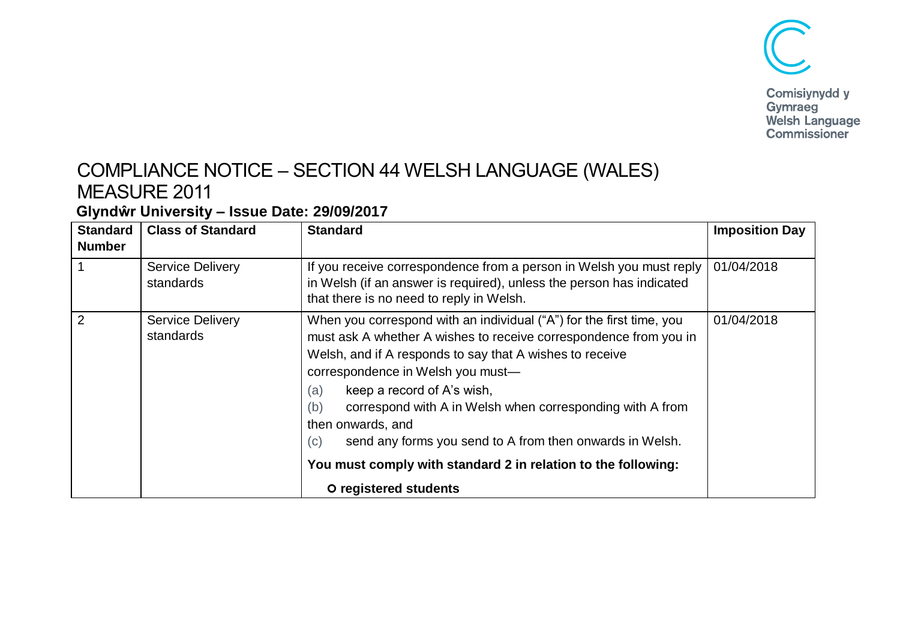Comisiynydd y Gymraeg
Welsh Language Commissioner

# COMPLIANCE NOTICE – SECTION 44 WELSH LANGUAGE (WALES) MEASURE 2011

## Glyndŵr University – Issue Date: 29/09/2017

| Standard Number | Class of Standard | Standard | Imposition Day |
|---|---|---|---|
| 1 | Service Delivery standards | If you receive correspondence from a person in Welsh you must reply in Welsh (if an answer is required), unless the person has indicated that there is no need to reply in Welsh. | 01/04/2018 |
| 2 | Service Delivery standards | When you correspond with an individual ("A") for the first time, you must ask A whether A wishes to receive correspondence from you in Welsh, and if A responds to say that A wishes to receive correspondence in Welsh you must— (a) keep a record of A's wish, (b) correspond with A in Welsh when corresponding with A from then onwards, and (c) send any forms you send to A from then onwards in Welsh. **You must comply with standard 2 in relation to the following:** ○ **registered students** | 01/04/2018 |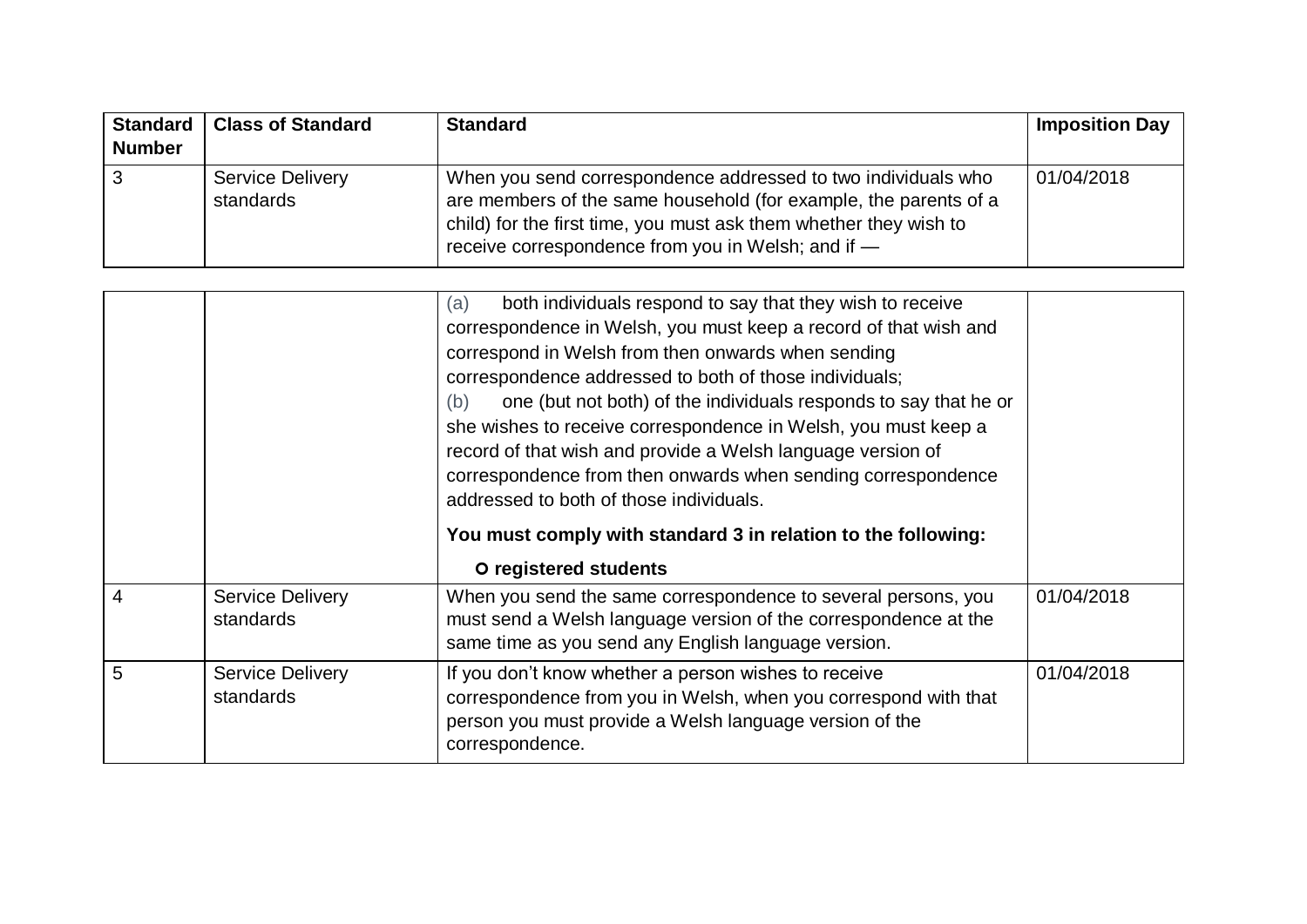| Standard Number | Class of Standard | Standard | Imposition Day |
|---|---|---|---|
| 3 | Service Delivery standards | When you send correspondence addressed to two individuals who are members of the same household (for example, the parents of a child) for the first time, you must ask them whether they wish to receive correspondence from you in Welsh; and if —<br>(a) both individuals respond to say that they wish to receive correspondence in Welsh, you must keep a record of that wish and correspond in Welsh from then onwards when sending correspondence addressed to both of those individuals;<br>(b) one (but not both) of the individuals responds to say that he or she wishes to receive correspondence in Welsh, you must keep a record of that wish and provide a Welsh language version of correspondence from then onwards when sending correspondence addressed to both of those individuals.<br>**You must comply with standard 3 in relation to the following:**<br>**○ registered students** | 01/04/2018 |
| 4 | Service Delivery standards | When you send the same correspondence to several persons, you must send a Welsh language version of the correspondence at the same time as you send any English language version. | 01/04/2018 |
| 5 | Service Delivery standards | If you don't know whether a person wishes to receive correspondence from you in Welsh, when you correspond with that person you must provide a Welsh language version of the correspondence. | 01/04/2018 |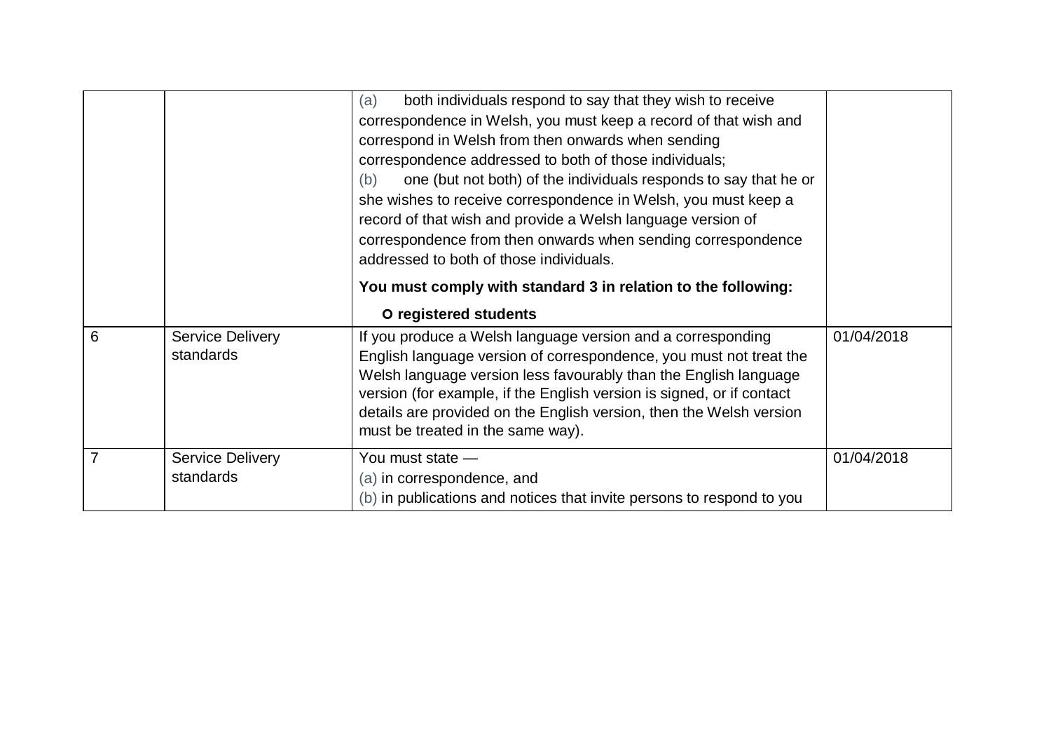| | | | |
|---|---|---|---|
| | | (a) both individuals respond to say that they wish to receive correspondence in Welsh, you must keep a record of that wish and correspond in Welsh from then onwards when sending correspondence addressed to both of those individuals;<br>(b) one (but not both) of the individuals responds to say that he or she wishes to receive correspondence in Welsh, you must keep a record of that wish and provide a Welsh language version of correspondence from then onwards when sending correspondence addressed to both of those individuals.<br>**You must comply with standard 3 in relation to the following:**<br>**o registered students** | |
| 6 | Service Delivery standards | If you produce a Welsh language version and a corresponding English language version of correspondence, you must not treat the Welsh language version less favourably than the English language version (for example, if the English version is signed, or if contact details are provided on the English version, then the Welsh version must be treated in the same way). | 01/04/2018 |
| 7 | Service Delivery standards | You must state —<br>(a) in correspondence, and<br>(b) in publications and notices that invite persons to respond to you | 01/04/2018 |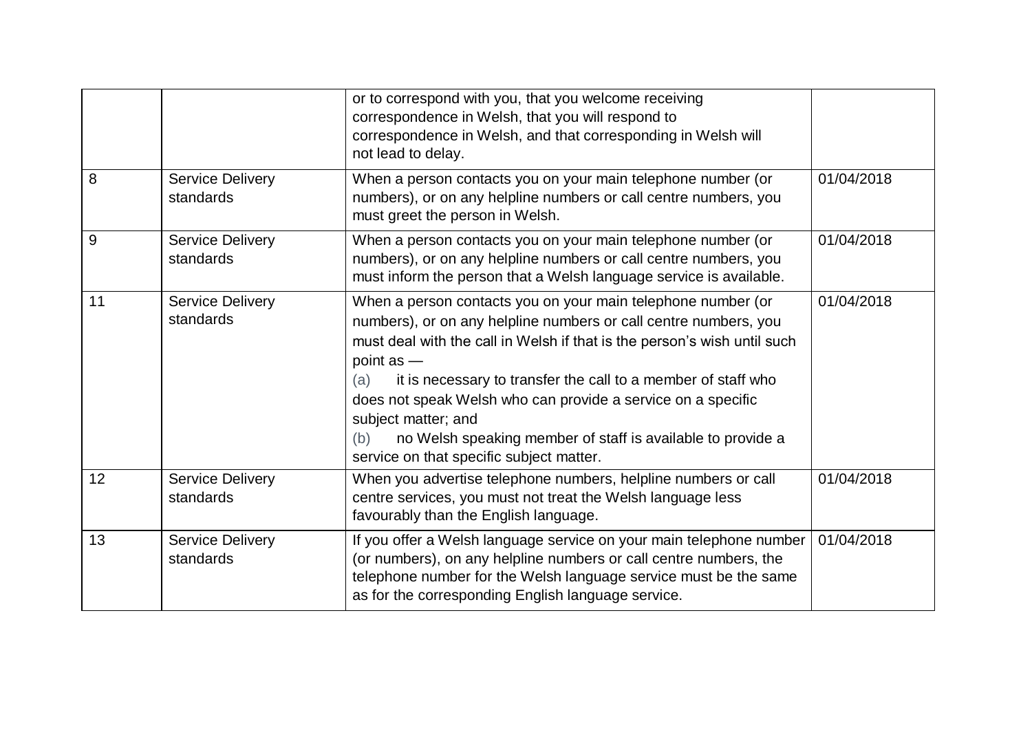| | | | |
|---|---|---|---|
| | | or to correspond with you, that you welcome receiving correspondence in Welsh, that you will respond to correspondence in Welsh, and that corresponding in Welsh will not lead to delay. | |
| 8 | Service Delivery standards | When a person contacts you on your main telephone number (or numbers), or on any helpline numbers or call centre numbers, you must greet the person in Welsh. | 01/04/2018 |
| 9 | Service Delivery standards | When a person contacts you on your main telephone number (or numbers), or on any helpline numbers or call centre numbers, you must inform the person that a Welsh language service is available. | 01/04/2018 |
| 11 | Service Delivery standards | When a person contacts you on your main telephone number (or numbers), or on any helpline numbers or call centre numbers, you must deal with the call in Welsh if that is the person's wish until such point as — (a) it is necessary to transfer the call to a member of staff who does not speak Welsh who can provide a service on a specific subject matter; and (b) no Welsh speaking member of staff is available to provide a service on that specific subject matter. | 01/04/2018 |
| 12 | Service Delivery standards | When you advertise telephone numbers, helpline numbers or call centre services, you must not treat the Welsh language less favourably than the English language. | 01/04/2018 |
| 13 | Service Delivery standards | If you offer a Welsh language service on your main telephone number (or numbers), on any helpline numbers or call centre numbers, the telephone number for the Welsh language service must be the same as for the corresponding English language service. | 01/04/2018 |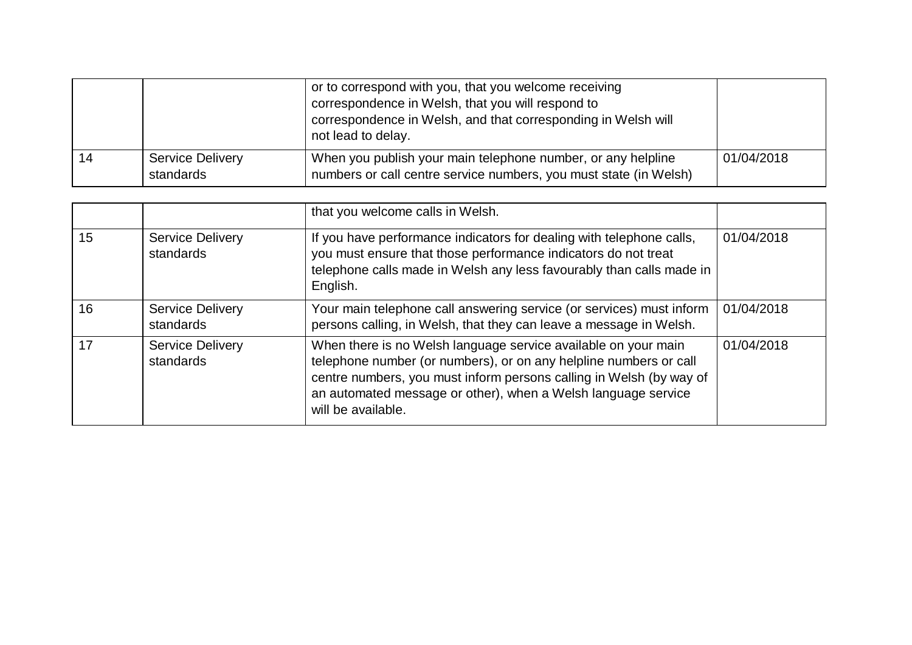| | | | |
|---|---|---|---|
| | | or to correspond with you, that you welcome receiving correspondence in Welsh, that you will respond to correspondence in Welsh, and that corresponding in Welsh will not lead to delay. | |
| 14 | Service Delivery standards | When you publish your main telephone number, or any helpline numbers or call centre service numbers, you must state (in Welsh) that you welcome calls in Welsh. | 01/04/2018 |
| 15 | Service Delivery standards | If you have performance indicators for dealing with telephone calls, you must ensure that those performance indicators do not treat telephone calls made in Welsh any less favourably than calls made in English. | 01/04/2018 |
| 16 | Service Delivery standards | Your main telephone call answering service (or services) must inform persons calling, in Welsh, that they can leave a message in Welsh. | 01/04/2018 |
| 17 | Service Delivery standards | When there is no Welsh language service available on your main telephone number (or numbers), or on any helpline numbers or call centre numbers, you must inform persons calling in Welsh (by way of an automated message or other), when a Welsh language service will be available. | 01/04/2018 |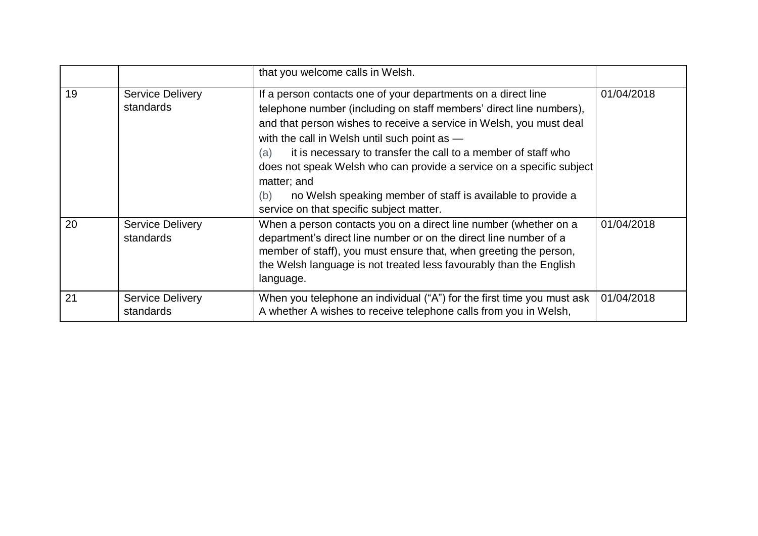| | | | |
|---|---|---|---|
| | | that you welcome calls in Welsh. | |
| 19 | Service Delivery standards | If a person contacts one of your departments on a direct line telephone number (including on staff members' direct line numbers), and that person wishes to receive a service in Welsh, you must deal with the call in Welsh until such point as —<br>(a) it is necessary to transfer the call to a member of staff who does not speak Welsh who can provide a service on a specific subject matter; and<br>(b) no Welsh speaking member of staff is available to provide a service on that specific subject matter. | 01/04/2018 |
| 20 | Service Delivery standards | When a person contacts you on a direct line number (whether on a department's direct line number or on the direct line number of a member of staff), you must ensure that, when greeting the person, the Welsh language is not treated less favourably than the English language. | 01/04/2018 |
| 21 | Service Delivery standards | When you telephone an individual ("A") for the first time you must ask A whether A wishes to receive telephone calls from you in Welsh, | 01/04/2018 |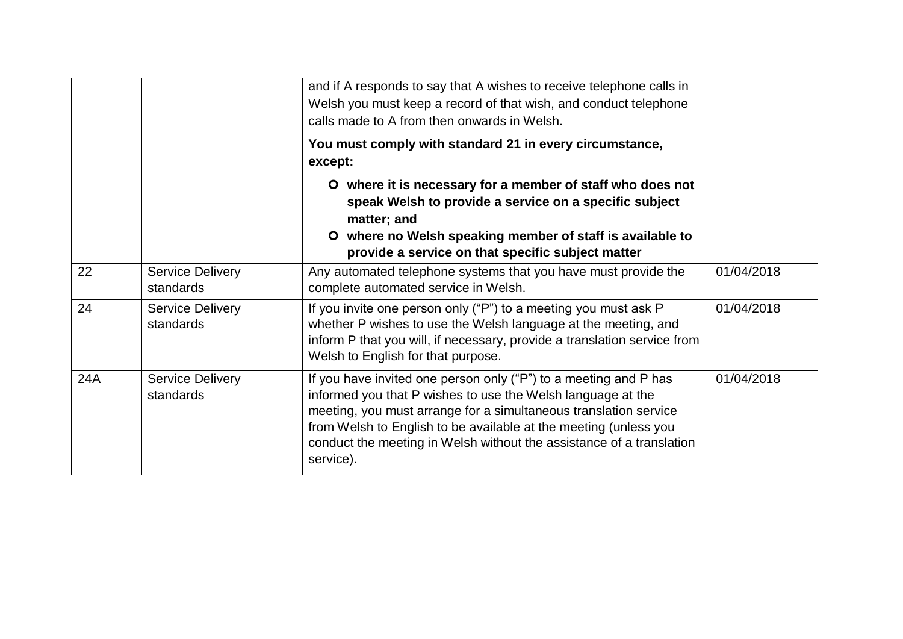| | | | |
|---|---|---|---|
| | | and if A responds to say that A wishes to receive telephone calls in Welsh you must keep a record of that wish, and conduct telephone calls made to A from then onwards in Welsh.<br><br>**You must comply with standard 21 in every circumstance, except:**<br><br>- **where it is necessary for a member of staff who does not speak Welsh to provide a service on a specific subject matter; and**<br>- **where no Welsh speaking member of staff is available to provide a service on that specific subject matter** | |
| 22 | Service Delivery standards | Any automated telephone systems that you have must provide the complete automated service in Welsh. | 01/04/2018 |
| 24 | Service Delivery standards | If you invite one person only ("P") to a meeting you must ask P whether P wishes to use the Welsh language at the meeting, and inform P that you will, if necessary, provide a translation service from Welsh to English for that purpose. | 01/04/2018 |
| 24A | Service Delivery standards | If you have invited one person only ("P") to a meeting and P has informed you that P wishes to use the Welsh language at the meeting, you must arrange for a simultaneous translation service from Welsh to English to be available at the meeting (unless you conduct the meeting in Welsh without the assistance of a translation service). | 01/04/2018 |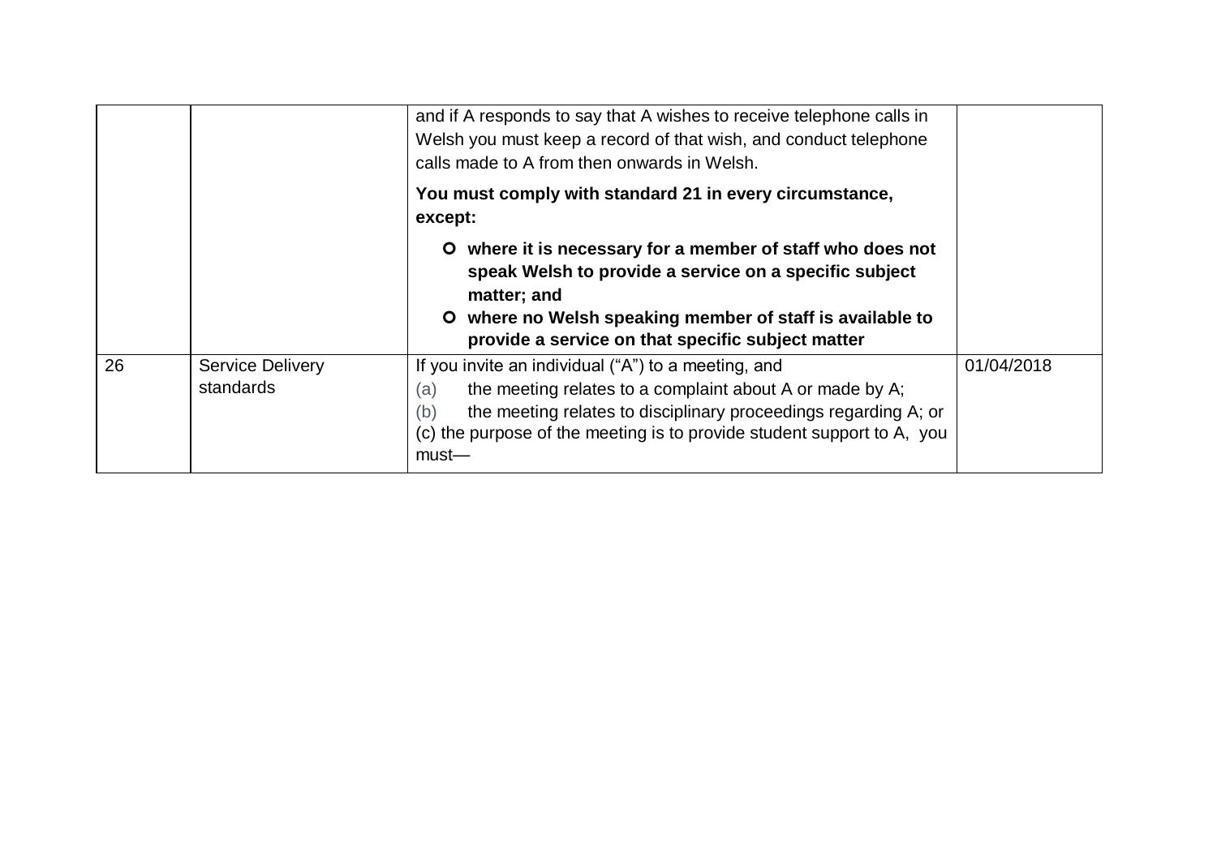| | | | |
|---|---|---|---|
| | | and if A responds to say that A wishes to receive telephone calls in Welsh you must keep a record of that wish, and conduct telephone calls made to A from then onwards in Welsh.<br><br>**You must comply with standard 21 in every circumstance, except:**<br><br>- **where it is necessary for a member of staff who does not speak Welsh to provide a service on a specific subject matter; and**<br>- **where no Welsh speaking member of staff is available to provide a service on that specific subject matter** | |
| 26 | Service Delivery standards | If you invite an individual ("A") to a meeting, and<br>(a) the meeting relates to a complaint about A or made by A;<br>(b) the meeting relates to disciplinary proceedings regarding A; or<br>(c) the purpose of the meeting is to provide student support to A, you must— | 01/04/2018 |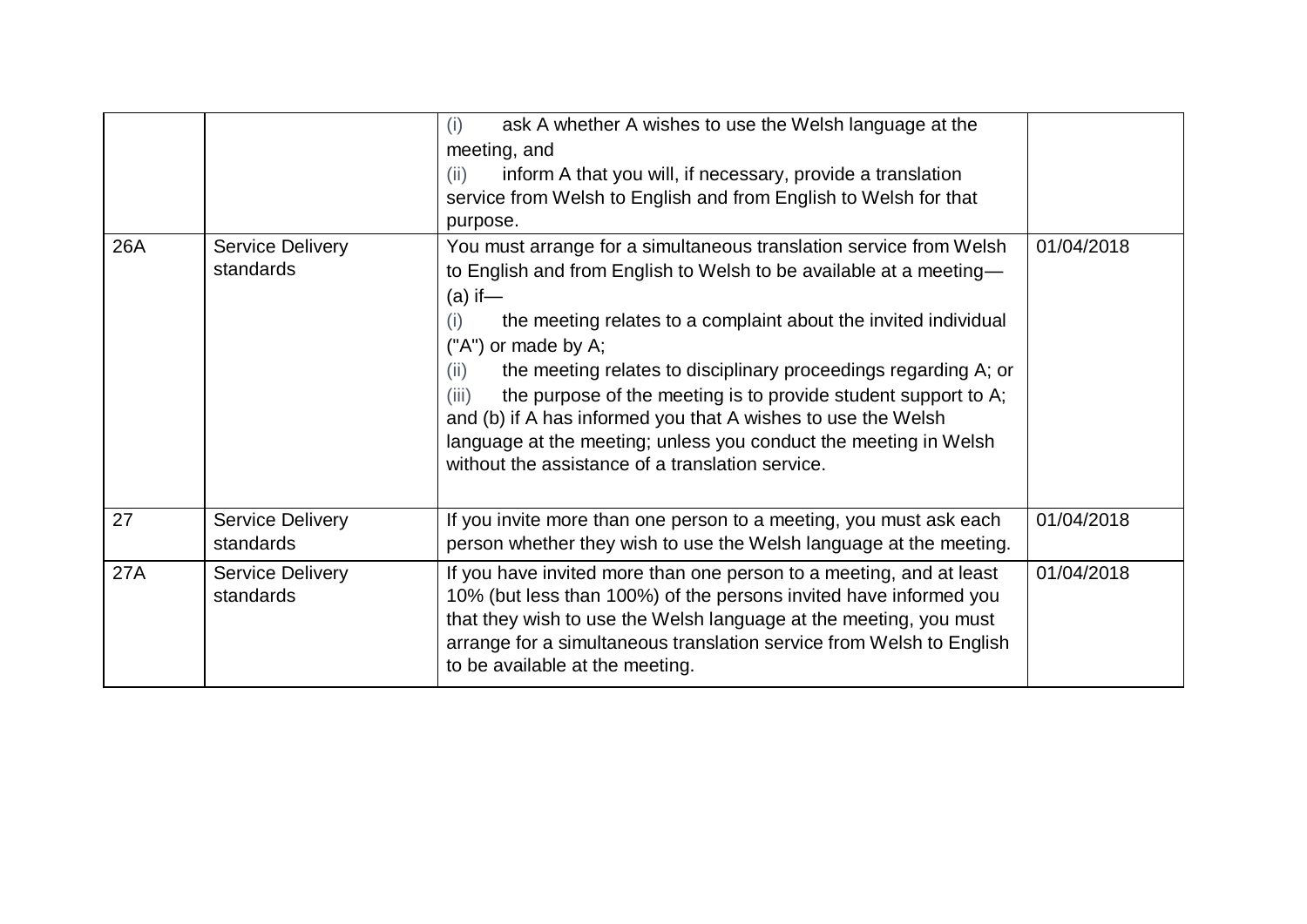| | | | |
|---|---|---|---|
| | | (i) ask A whether A wishes to use the Welsh language at the meeting, and<br>(ii) inform A that you will, if necessary, provide a translation service from Welsh to English and from English to Welsh for that purpose. | |
| 26A | Service Delivery standards | You must arrange for a simultaneous translation service from Welsh to English and from English to Welsh to be available at a meeting—<br>(a) if—<br>(i) the meeting relates to a complaint about the invited individual ("A") or made by A;<br>(ii) the meeting relates to disciplinary proceedings regarding A; or<br>(iii) the purpose of the meeting is to provide student support to A;<br>and (b) if A has informed you that A wishes to use the Welsh language at the meeting; unless you conduct the meeting in Welsh without the assistance of a translation service. | 01/04/2018 |
| 27 | Service Delivery standards | If you invite more than one person to a meeting, you must ask each person whether they wish to use the Welsh language at the meeting. | 01/04/2018 |
| 27A | Service Delivery standards | If you have invited more than one person to a meeting, and at least 10% (but less than 100%) of the persons invited have informed you that they wish to use the Welsh language at the meeting, you must arrange for a simultaneous translation service from Welsh to English to be available at the meeting. | 01/04/2018 |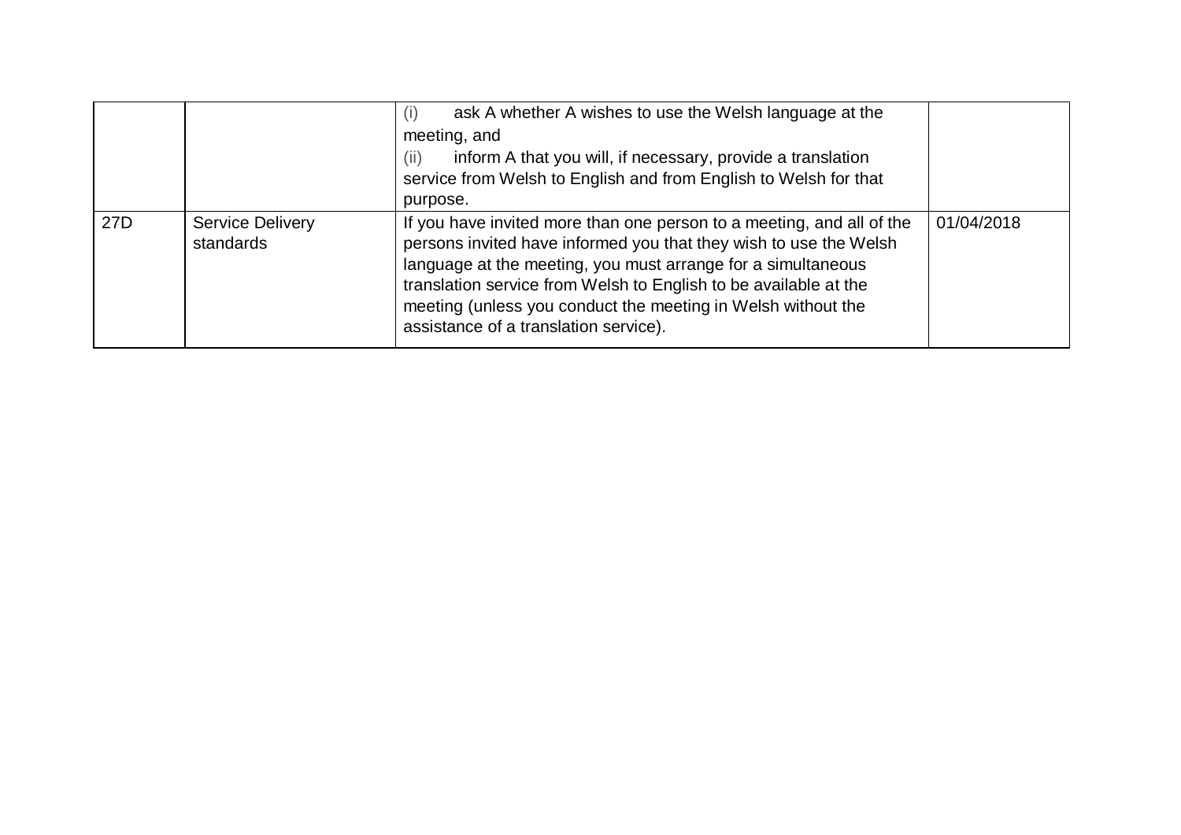| | | | |
|---|---|---|---|
| | | (i) ask A whether A wishes to use the Welsh language at the meeting, and<br>(ii) inform A that you will, if necessary, provide a translation service from Welsh to English and from English to Welsh for that purpose. | |
| 27D | Service Delivery standards | If you have invited more than one person to a meeting, and all of the persons invited have informed you that they wish to use the Welsh language at the meeting, you must arrange for a simultaneous translation service from Welsh to English to be available at the meeting (unless you conduct the meeting in Welsh without the assistance of a translation service). | 01/04/2018 |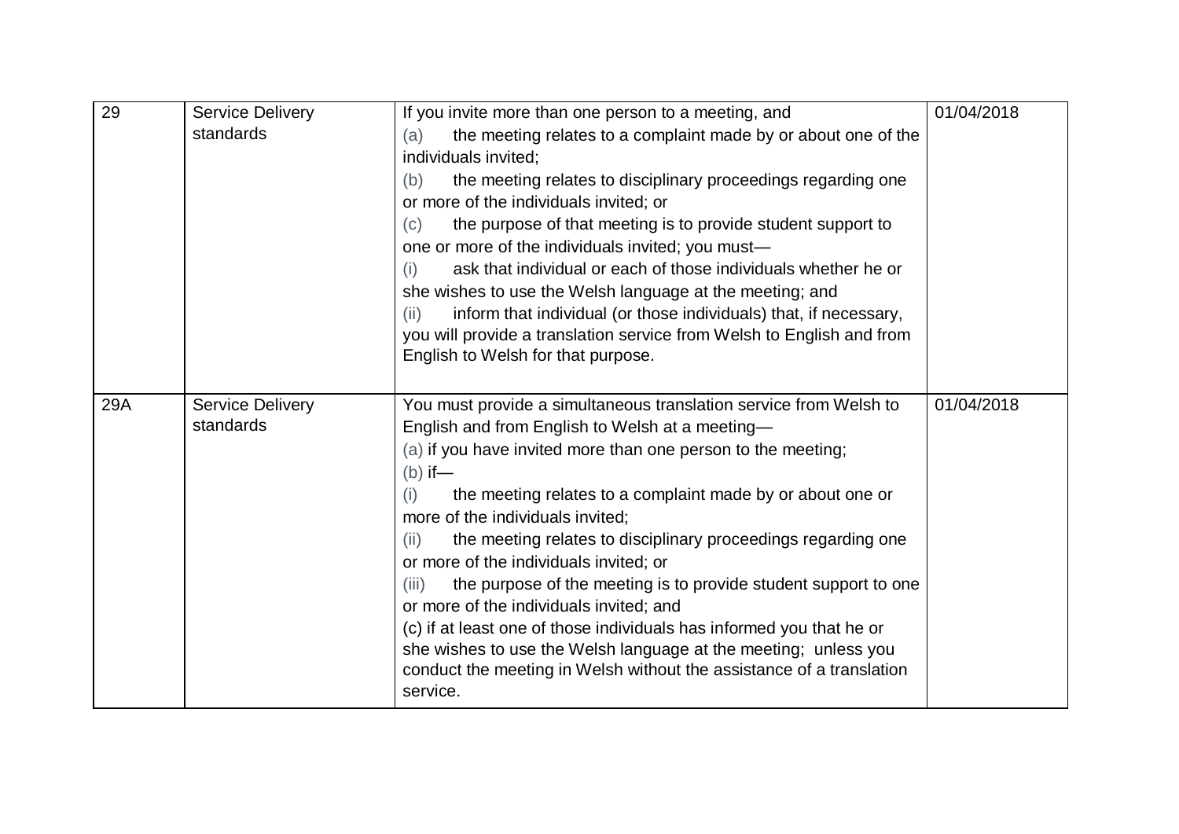| 29 | Service Delivery standards | If you invite more than one person to a meeting, and<br>(a) the meeting relates to a complaint made by or about one of the individuals invited;<br>(b) the meeting relates to disciplinary proceedings regarding one or more of the individuals invited; or<br>(c) the purpose of that meeting is to provide student support to one or more of the individuals invited; you must—<br>(i) ask that individual or each of those individuals whether he or she wishes to use the Welsh language at the meeting; and<br>(ii) inform that individual (or those individuals) that, if necessary, you will provide a translation service from Welsh to English and from English to Welsh for that purpose. | 01/04/2018 |
|---|---|---|---|
| 29A | Service Delivery standards | You must provide a simultaneous translation service from Welsh to English and from English to Welsh at a meeting—<br>(a) if you have invited more than one person to the meeting;<br>(b) if—<br>(i) the meeting relates to a complaint made by or about one or more of the individuals invited;<br>(ii) the meeting relates to disciplinary proceedings regarding one or more of the individuals invited; or<br>(iii) the purpose of the meeting is to provide student support to one or more of the individuals invited; and<br>(c) if at least one of those individuals has informed you that he or she wishes to use the Welsh language at the meeting; unless you conduct the meeting in Welsh without the assistance of a translation service. | 01/04/2018 |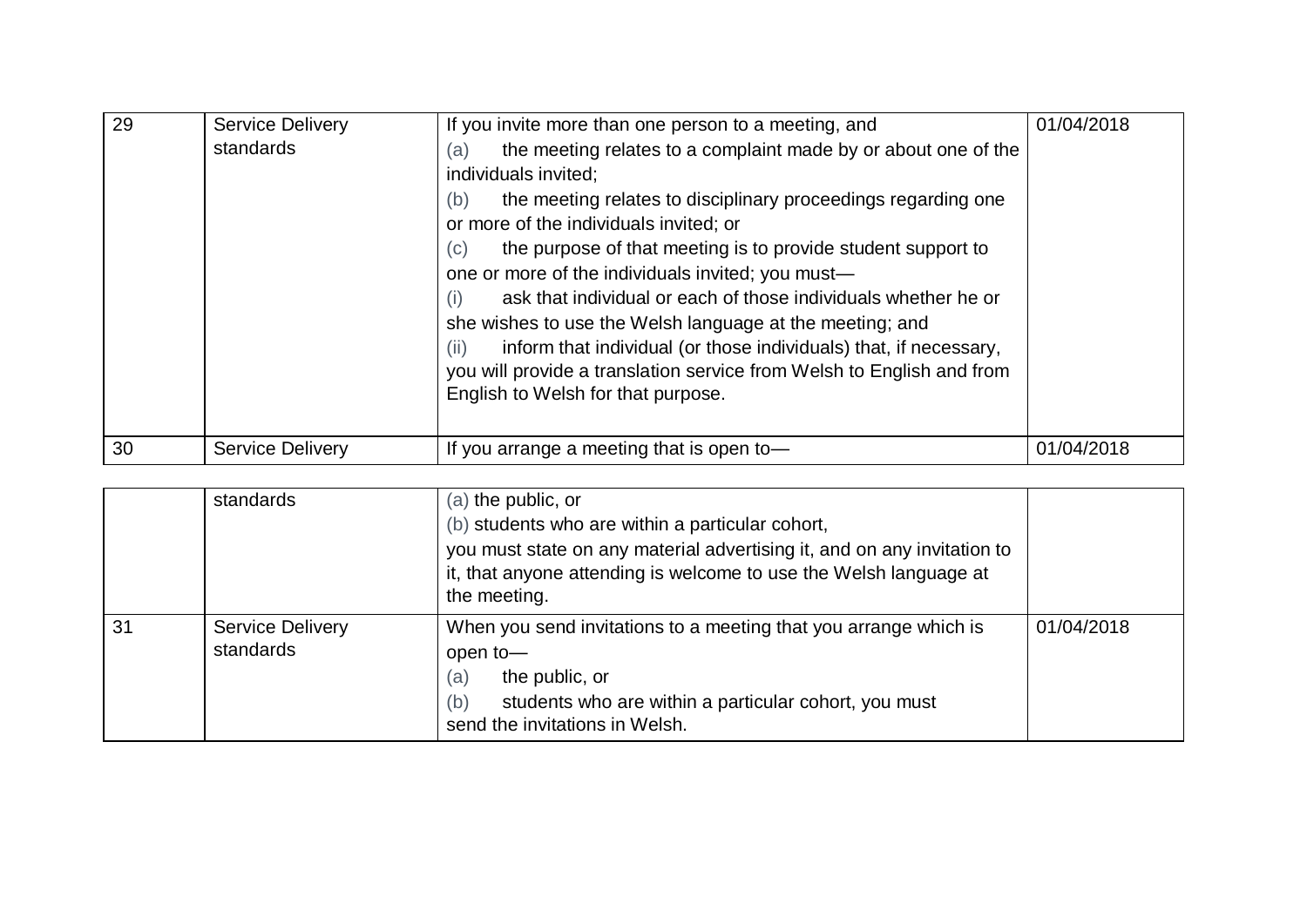| | | | |
|---|---|---|---|
| 29 | Service Delivery standards | If you invite more than one person to a meeting, and<br>(a) the meeting relates to a complaint made by or about one of the individuals invited;<br>(b) the meeting relates to disciplinary proceedings regarding one or more of the individuals invited; or<br>(c) the purpose of that meeting is to provide student support to one or more of the individuals invited; you must—<br>(i) ask that individual or each of those individuals whether he or she wishes to use the Welsh language at the meeting; and<br>(ii) inform that individual (or those individuals) that, if necessary, you will provide a translation service from Welsh to English and from English to Welsh for that purpose. | 01/04/2018 |
| 30 | Service Delivery standards | If you arrange a meeting that is open to—<br>(a) the public, or<br>(b) students who are within a particular cohort,<br>you must state on any material advertising it, and on any invitation to it, that anyone attending is welcome to use the Welsh language at the meeting. | 01/04/2018 |
| 31 | Service Delivery standards | When you send invitations to a meeting that you arrange which is open to—<br>(a) the public, or<br>(b) students who are within a particular cohort, you must send the invitations in Welsh. | 01/04/2018 |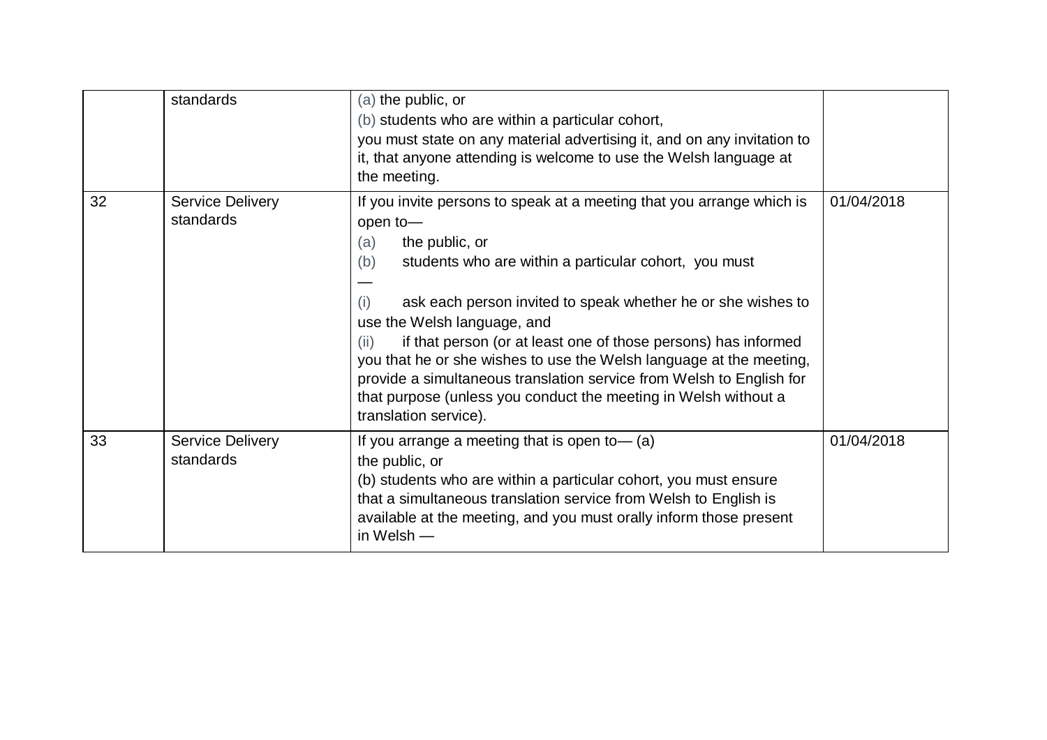| | | | |
|---|---|---|---|
| | standards | (a) the public, or<br>(b) students who are within a particular cohort,<br>you must state on any material advertising it, and on any invitation to it, that anyone attending is welcome to use the Welsh language at the meeting. | |
| 32 | Service Delivery standards | If you invite persons to speak at a meeting that you arrange which is open to—<br>(a) the public, or<br>(b) students who are within a particular cohort, you must —<br>(i) ask each person invited to speak whether he or she wishes to use the Welsh language, and<br>(ii) if that person (or at least one of those persons) has informed you that he or she wishes to use the Welsh language at the meeting, provide a simultaneous translation service from Welsh to English for that purpose (unless you conduct the meeting in Welsh without a translation service). | 01/04/2018 |
| 33 | Service Delivery standards | If you arrange a meeting that is open to— (a)<br>the public, or<br>(b) students who are within a particular cohort, you must ensure that a simultaneous translation service from Welsh to English is available at the meeting, and you must orally inform those present in Welsh — | 01/04/2018 |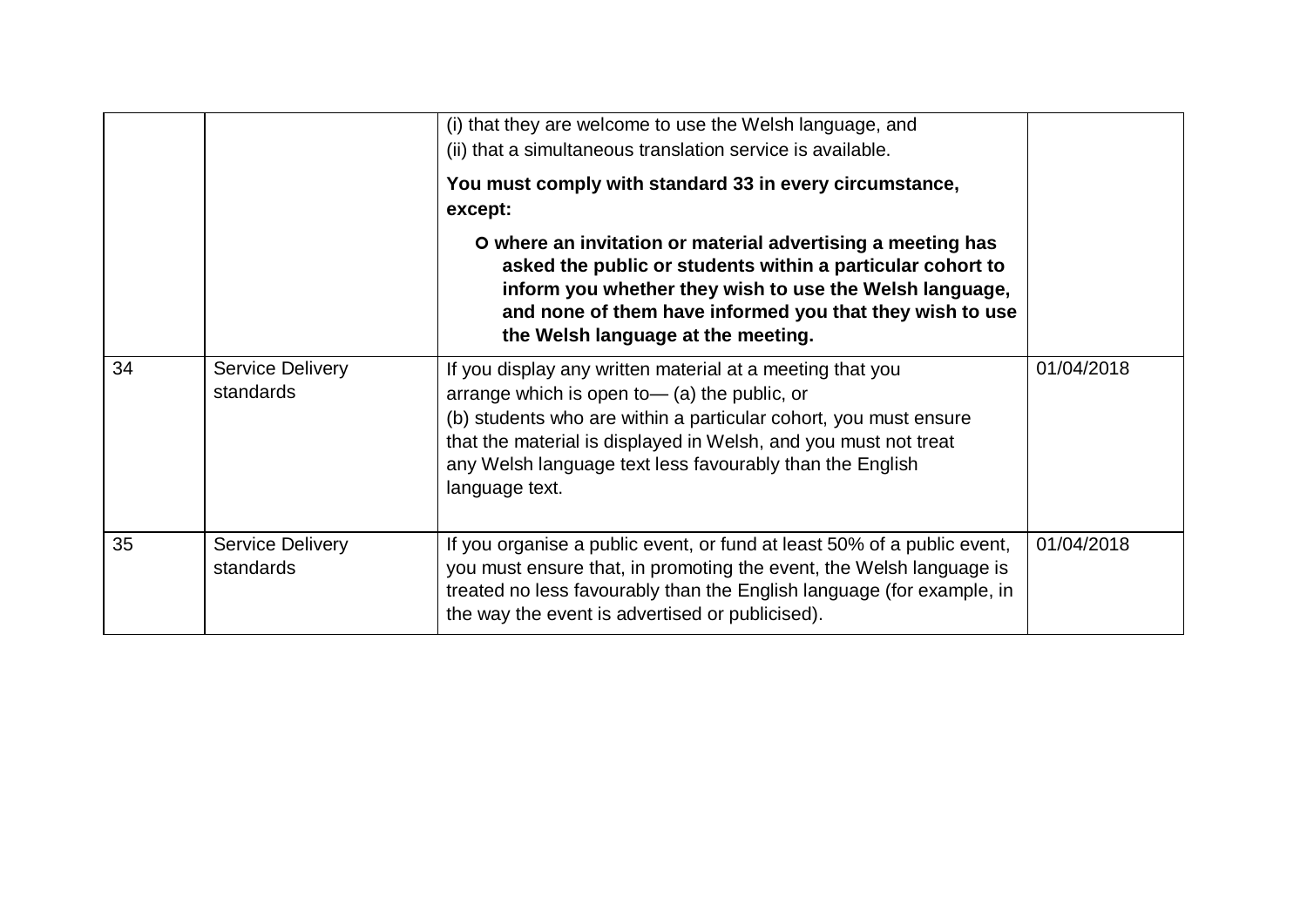| | | | |
|---|---|---|---|
| | | (i) that they are welcome to use the Welsh language, and<br>(ii) that a simultaneous translation service is available.<br>**You must comply with standard 33 in every circumstance, except:**<br>o **where an invitation or material advertising a meeting has asked the public or students within a particular cohort to inform you whether they wish to use the Welsh language, and none of them have informed you that they wish to use the Welsh language at the meeting.** | |
| 34 | Service Delivery standards | If you display any written material at a meeting that you arrange which is open to— (a) the public, or<br>(b) students who are within a particular cohort, you must ensure that the material is displayed in Welsh, and you must not treat any Welsh language text less favourably than the English language text. | 01/04/2018 |
| 35 | Service Delivery standards | If you organise a public event, or fund at least 50% of a public event, you must ensure that, in promoting the event, the Welsh language is treated no less favourably than the English language (for example, in the way the event is advertised or publicised). | 01/04/2018 |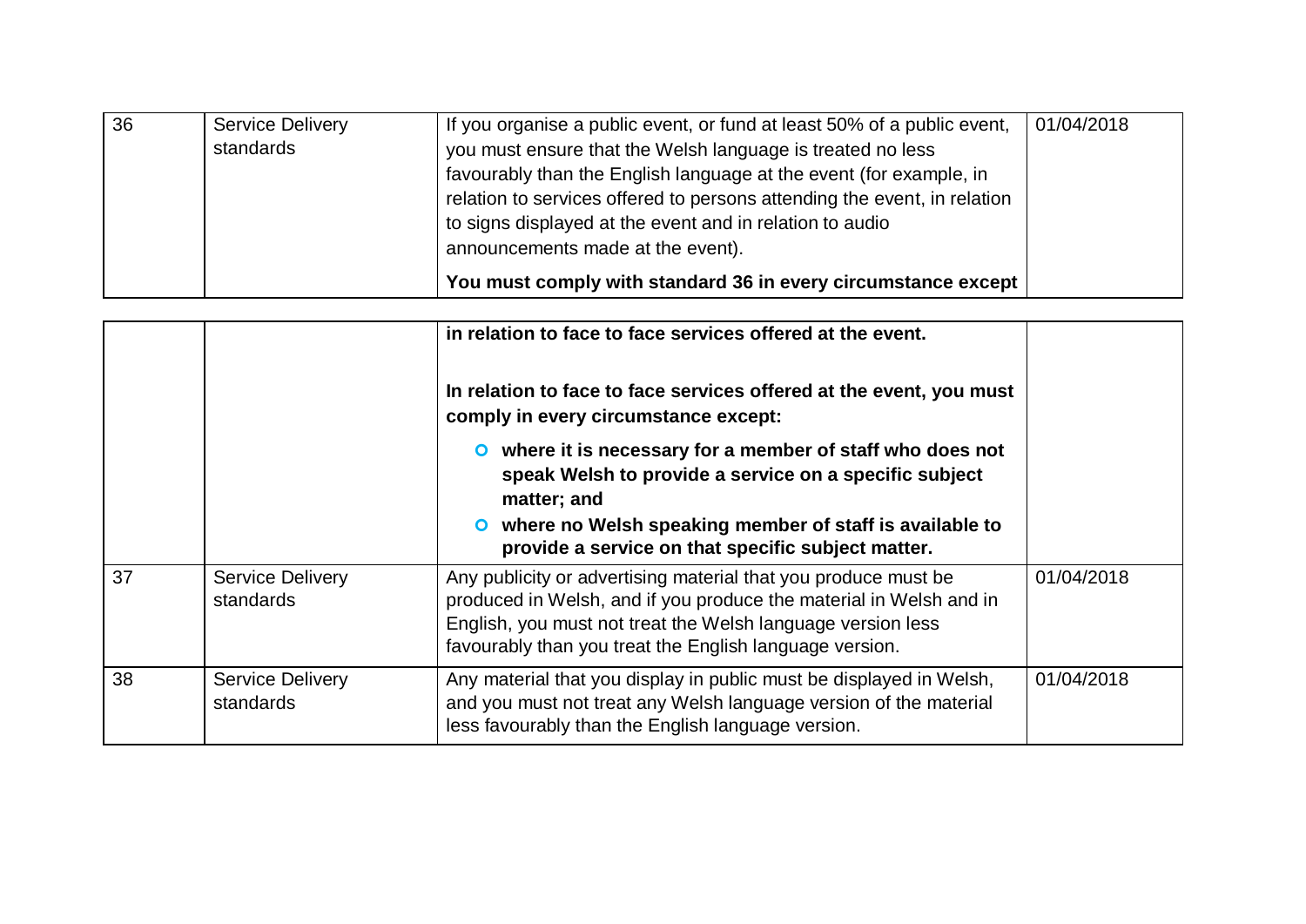| | | | |
|---|---|---|---|
| 36 | Service Delivery standards | If you organise a public event, or fund at least 50% of a public event, you must ensure that the Welsh language is treated no less favourably than the English language at the event (for example, in relation to services offered to persons attending the event, in relation to signs displayed at the event and in relation to audio announcements made at the event).<br><br>**You must comply with standard 36 in every circumstance except in relation to face to face services offered at the event.**<br><br>**In relation to face to face services offered at the event, you must comply in every circumstance except:**<br>- **where it is necessary for a member of staff who does not speak Welsh to provide a service on a specific subject matter; and**<br>- **where no Welsh speaking member of staff is available to provide a service on that specific subject matter.** | 01/04/2018 |
| 37 | Service Delivery standards | Any publicity or advertising material that you produce must be produced in Welsh, and if you produce the material in Welsh and in English, you must not treat the Welsh language version less favourably than you treat the English language version. | 01/04/2018 |
| 38 | Service Delivery standards | Any material that you display in public must be displayed in Welsh, and you must not treat any Welsh language version of the material less favourably than the English language version. | 01/04/2018 |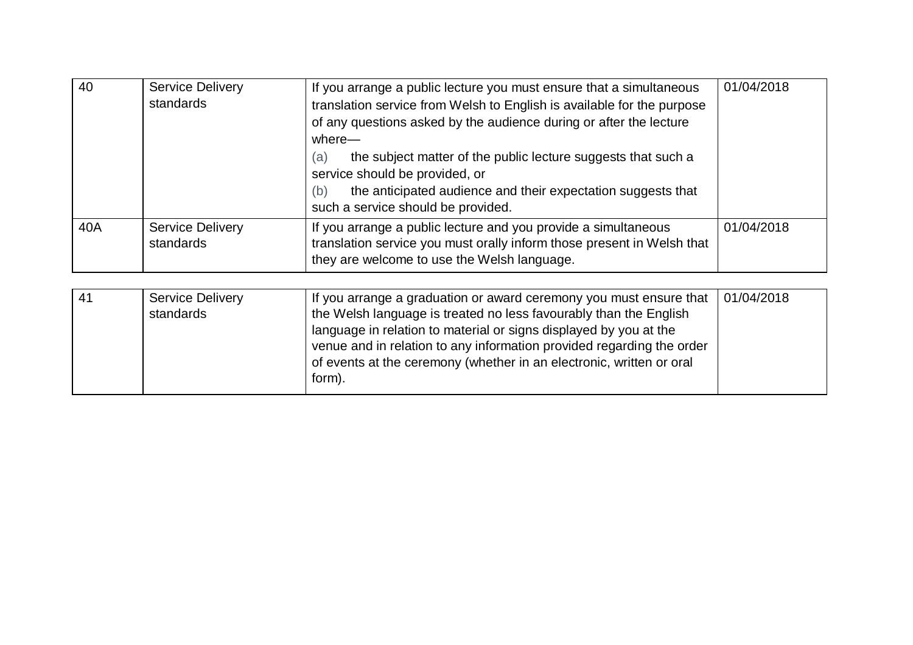| | | | |
|---|---|---|---|
| 40 | Service Delivery standards | If you arrange a public lecture you must ensure that a simultaneous translation service from Welsh to English is available for the purpose of any questions asked by the audience during or after the lecture where—<br>(a) the subject matter of the public lecture suggests that such a service should be provided, or<br>(b) the anticipated audience and their expectation suggests that such a service should be provided. | 01/04/2018 |
| 40A | Service Delivery standards | If you arrange a public lecture and you provide a simultaneous translation service you must orally inform those present in Welsh that they are welcome to use the Welsh language. | 01/04/2018 |

| | | | |
|---|---|---|---|
| 41 | Service Delivery standards | If you arrange a graduation or award ceremony you must ensure that the Welsh language is treated no less favourably than the English language in relation to material or signs displayed by you at the venue and in relation to any information provided regarding the order of events at the ceremony (whether in an electronic, written or oral form). | 01/04/2018 |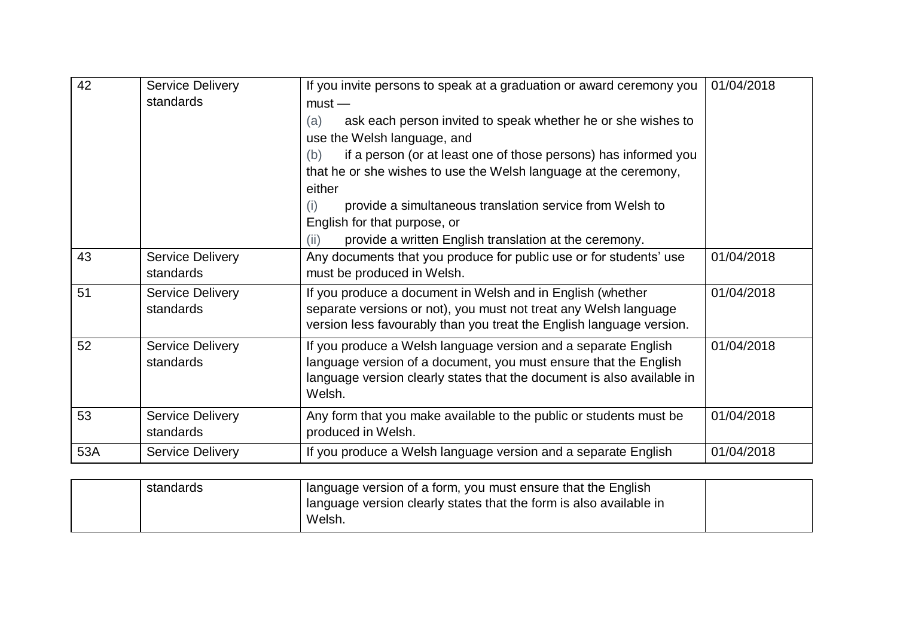| | | | |
|---|---|---|---|
| 42 | Service Delivery standards | If you invite persons to speak at a graduation or award ceremony you must —<br>(a) ask each person invited to speak whether he or she wishes to use the Welsh language, and<br>(b) if a person (or at least one of those persons) has informed you that he or she wishes to use the Welsh language at the ceremony, either<br>(i) provide a simultaneous translation service from Welsh to English for that purpose, or<br>(ii) provide a written English translation at the ceremony. | 01/04/2018 |
| 43 | Service Delivery standards | Any documents that you produce for public use or for students' use must be produced in Welsh. | 01/04/2018 |
| 51 | Service Delivery standards | If you produce a document in Welsh and in English (whether separate versions or not), you must not treat any Welsh language version less favourably than you treat the English language version. | 01/04/2018 |
| 52 | Service Delivery standards | If you produce a Welsh language version and a separate English language version of a document, you must ensure that the English language version clearly states that the document is also available in Welsh. | 01/04/2018 |
| 53 | Service Delivery standards | Any form that you make available to the public or students must be produced in Welsh. | 01/04/2018 |
| 53A | Service Delivery standards | If you produce a Welsh language version and a separate English language version of a form, you must ensure that the English language version clearly states that the form is also available in Welsh. | 01/04/2018 |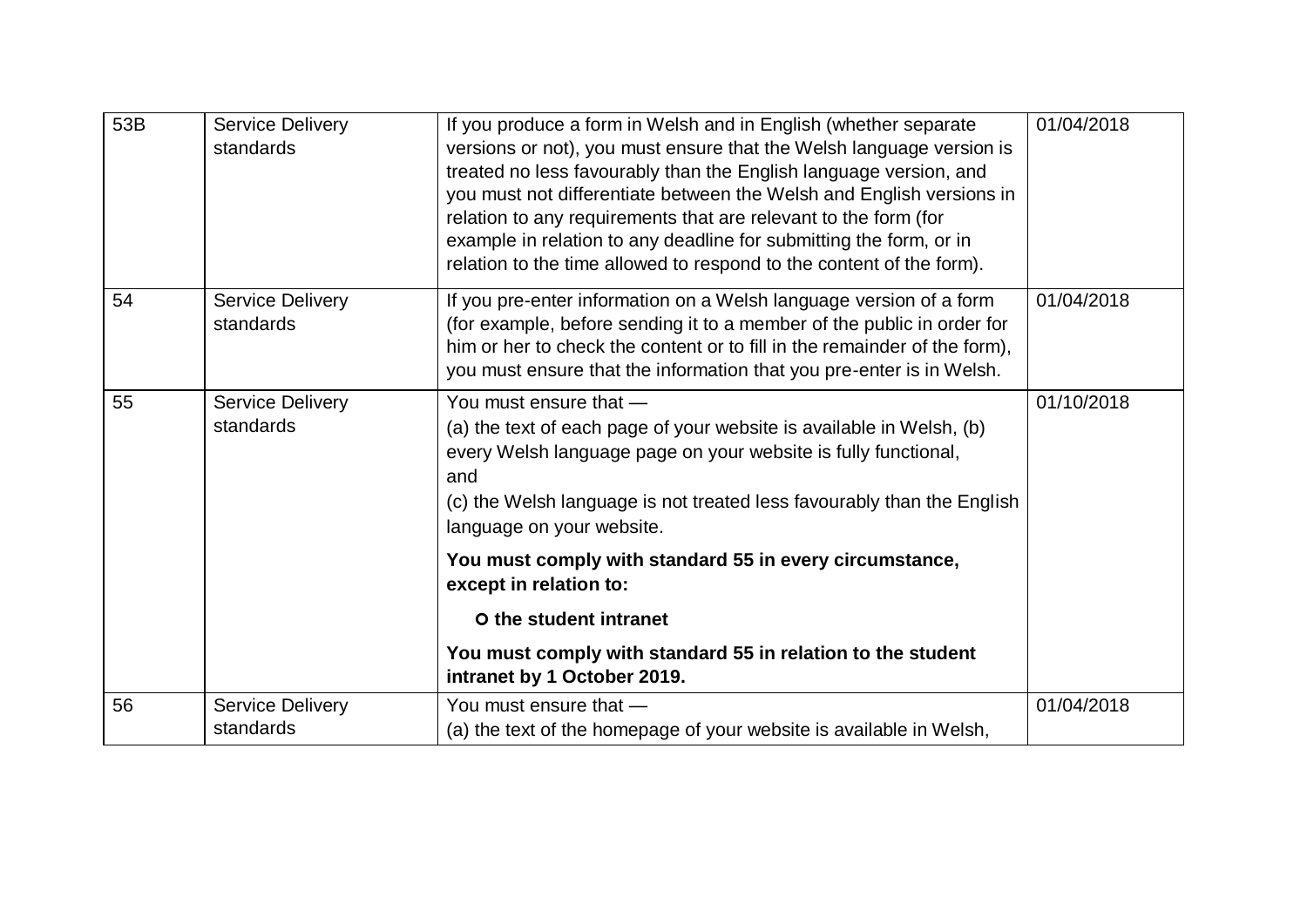| | | | |
|---|---|---|---|
| 53B | Service Delivery standards | If you produce a form in Welsh and in English (whether separate versions or not), you must ensure that the Welsh language version is treated no less favourably than the English language version, and you must not differentiate between the Welsh and English versions in relation to any requirements that are relevant to the form (for example in relation to any deadline for submitting the form, or in relation to the time allowed to respond to the content of the form). | 01/04/2018 |
| 54 | Service Delivery standards | If you pre-enter information on a Welsh language version of a form (for example, before sending it to a member of the public in order for him or her to check the content or to fill in the remainder of the form), you must ensure that the information that you pre-enter is in Welsh. | 01/04/2018 |
| 55 | Service Delivery standards | You must ensure that —<br>(a) the text of each page of your website is available in Welsh, (b) every Welsh language page on your website is fully functional, and<br>(c) the Welsh language is not treated less favourably than the English language on your website.<br>**You must comply with standard 55 in every circumstance, except in relation to:**<br>○ **the student intranet**<br>**You must comply with standard 55 in relation to the student intranet by 1 October 2019.** | 01/10/2018 |
| 56 | Service Delivery standards | You must ensure that —<br>(a) the text of the homepage of your website is available in Welsh, | 01/04/2018 |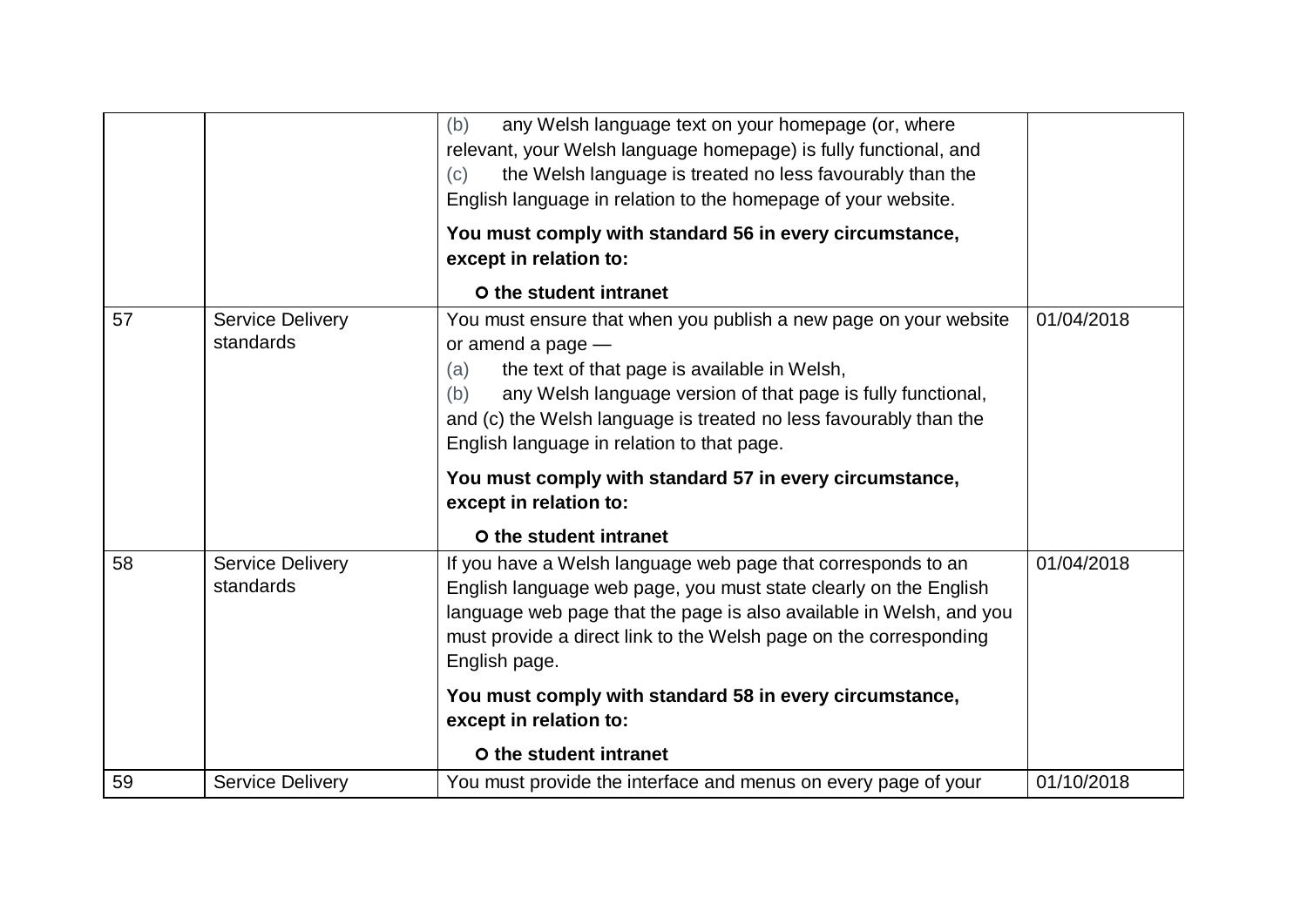| | | | |
|---|---|---|---|
| | | (b) any Welsh language text on your homepage (or, where relevant, your Welsh language homepage) is fully functional, and<br>(c) the Welsh language is treated no less favourably than the English language in relation to the homepage of your website.<br><br>**You must comply with standard 56 in every circumstance, except in relation to:**<br><br>**o the student intranet** | |
| 57 | Service Delivery standards | You must ensure that when you publish a new page on your website or amend a page —<br>(a) the text of that page is available in Welsh,<br>(b) any Welsh language version of that page is fully functional, and (c) the Welsh language is treated no less favourably than the English language in relation to that page.<br><br>**You must comply with standard 57 in every circumstance, except in relation to:**<br><br>**o the student intranet** | 01/04/2018 |
| 58 | Service Delivery standards | If you have a Welsh language web page that corresponds to an English language web page, you must state clearly on the English language web page that the page is also available in Welsh, and you must provide a direct link to the Welsh page on the corresponding English page.<br><br>**You must comply with standard 58 in every circumstance, except in relation to:**<br><br>**o the student intranet** | 01/04/2018 |
| 59 | Service Delivery | You must provide the interface and menus on every page of your | 01/10/2018 |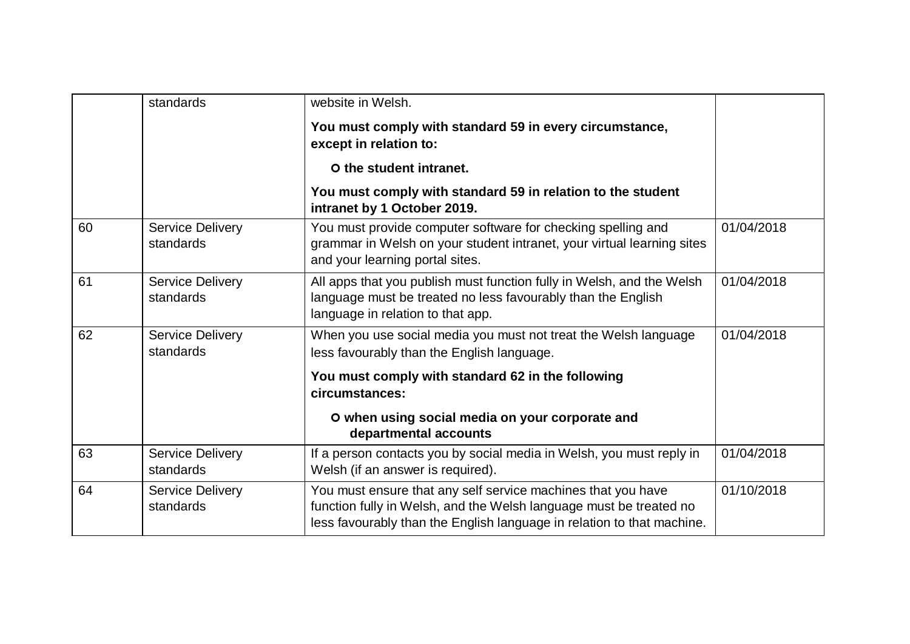| | | | |
|---|---|---|---|
| | standards | website in Welsh.<br><br>**You must comply with standard 59 in every circumstance, except in relation to:**<br><br>**o the student intranet.**<br><br>**You must comply with standard 59 in relation to the student intranet by 1 October 2019.** | |
| 60 | Service Delivery standards | You must provide computer software for checking spelling and grammar in Welsh on your student intranet, your virtual learning sites and your learning portal sites. | 01/04/2018 |
| 61 | Service Delivery standards | All apps that you publish must function fully in Welsh, and the Welsh language must be treated no less favourably than the English language in relation to that app. | 01/04/2018 |
| 62 | Service Delivery standards | When you use social media you must not treat the Welsh language less favourably than the English language.<br><br>**You must comply with standard 62 in the following circumstances:**<br><br>**o when using social media on your corporate and departmental accounts** | 01/04/2018 |
| 63 | Service Delivery standards | If a person contacts you by social media in Welsh, you must reply in Welsh (if an answer is required). | 01/04/2018 |
| 64 | Service Delivery standards | You must ensure that any self service machines that you have function fully in Welsh, and the Welsh language must be treated no less favourably than the English language in relation to that machine. | 01/10/2018 |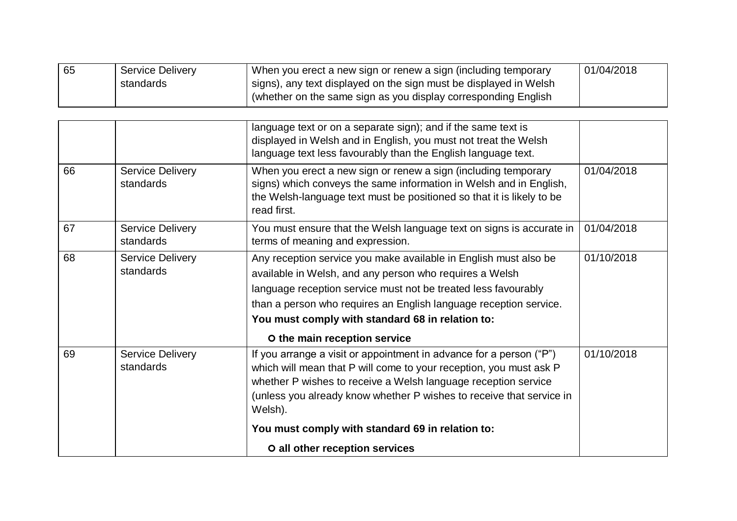| 65 | Service Delivery standards | When you erect a new sign or renew a sign (including temporary signs), any text displayed on the sign must be displayed in Welsh (whether on the same sign as you display corresponding English language text or on a separate sign); and if the same text is displayed in Welsh and in English, you must not treat the Welsh language text less favourably than the English language text. | 01/04/2018 |
|---|---|---|---|
| 66 | Service Delivery standards | When you erect a new sign or renew a sign (including temporary signs) which conveys the same information in Welsh and in English, the Welsh-language text must be positioned so that it is likely to be read first. | 01/04/2018 |
| 67 | Service Delivery standards | You must ensure that the Welsh language text on signs is accurate in terms of meaning and expression. | 01/04/2018 |
| 68 | Service Delivery standards | Any reception service you make available in English must also be available in Welsh, and any person who requires a Welsh language reception service must not be treated less favourably than a person who requires an English language reception service. **You must comply with standard 68 in relation to:** **o the main reception service** | 01/10/2018 |
| 69 | Service Delivery standards | If you arrange a visit or appointment in advance for a person ("P") which will mean that P will come to your reception, you must ask P whether P wishes to receive a Welsh language reception service (unless you already know whether P wishes to receive that service in Welsh). **You must comply with standard 69 in relation to:** **o all other reception services** | 01/10/2018 |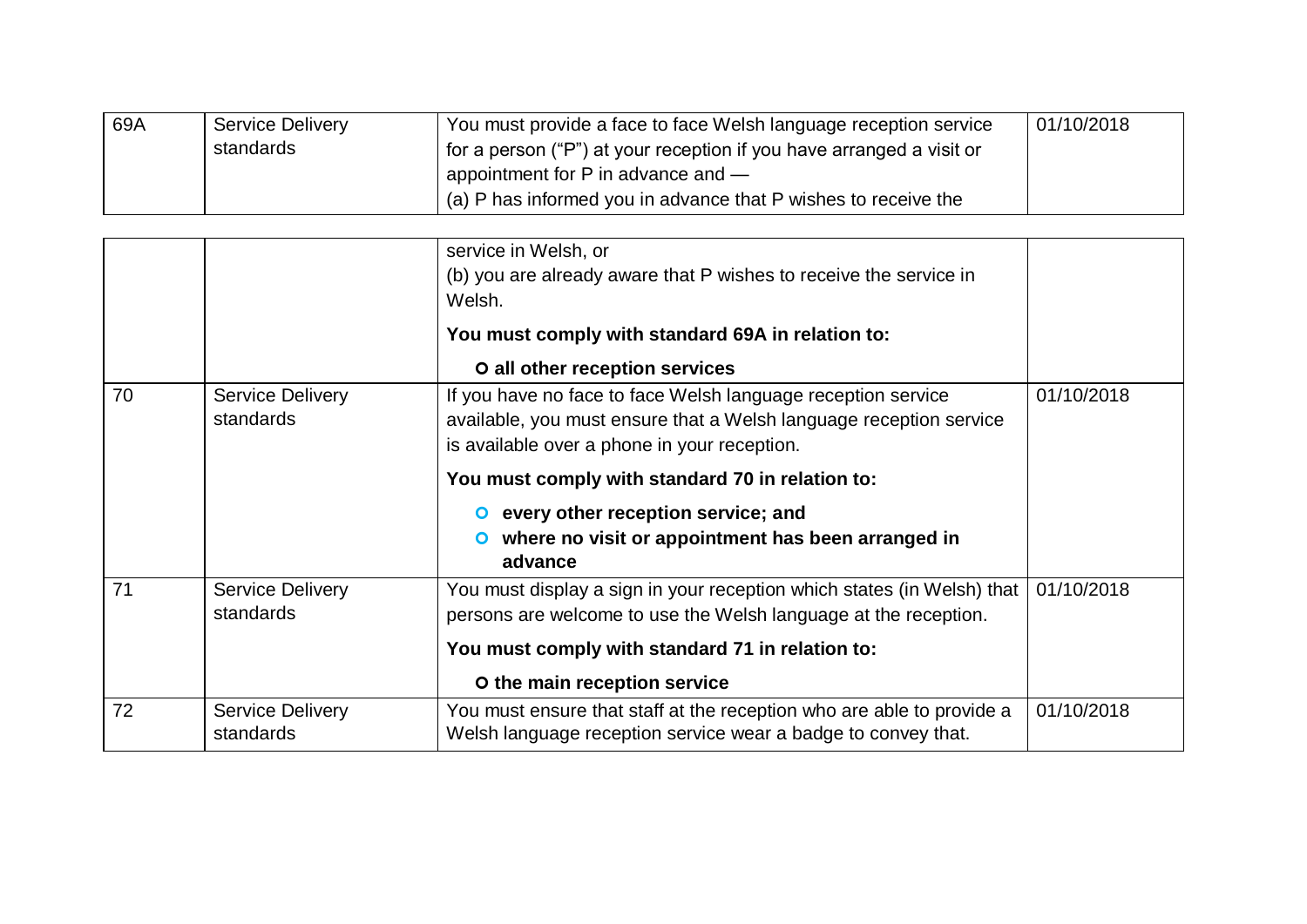| 69A | Service Delivery standards | You must provide a face to face Welsh language reception service for a person ("P") at your reception if you have arranged a visit or appointment for P in advance and —<br>(a) P has informed you in advance that P wishes to receive the service in Welsh, or<br>(b) you are already aware that P wishes to receive the service in Welsh.<br>**You must comply with standard 69A in relation to:**<br>**o all other reception services** | 01/10/2018 |
|---|---|---|---|
| 70 | Service Delivery standards | If you have no face to face Welsh language reception service available, you must ensure that a Welsh language reception service is available over a phone in your reception.<br>**You must comply with standard 70 in relation to:**<br>**o every other reception service; and**<br>**o where no visit or appointment has been arranged in advance** | 01/10/2018 |
| 71 | Service Delivery standards | You must display a sign in your reception which states (in Welsh) that persons are welcome to use the Welsh language at the reception.<br>**You must comply with standard 71 in relation to:**<br>**o the main reception service** | 01/10/2018 |
| 72 | Service Delivery standards | You must ensure that staff at the reception who are able to provide a Welsh language reception service wear a badge to convey that. | 01/10/2018 |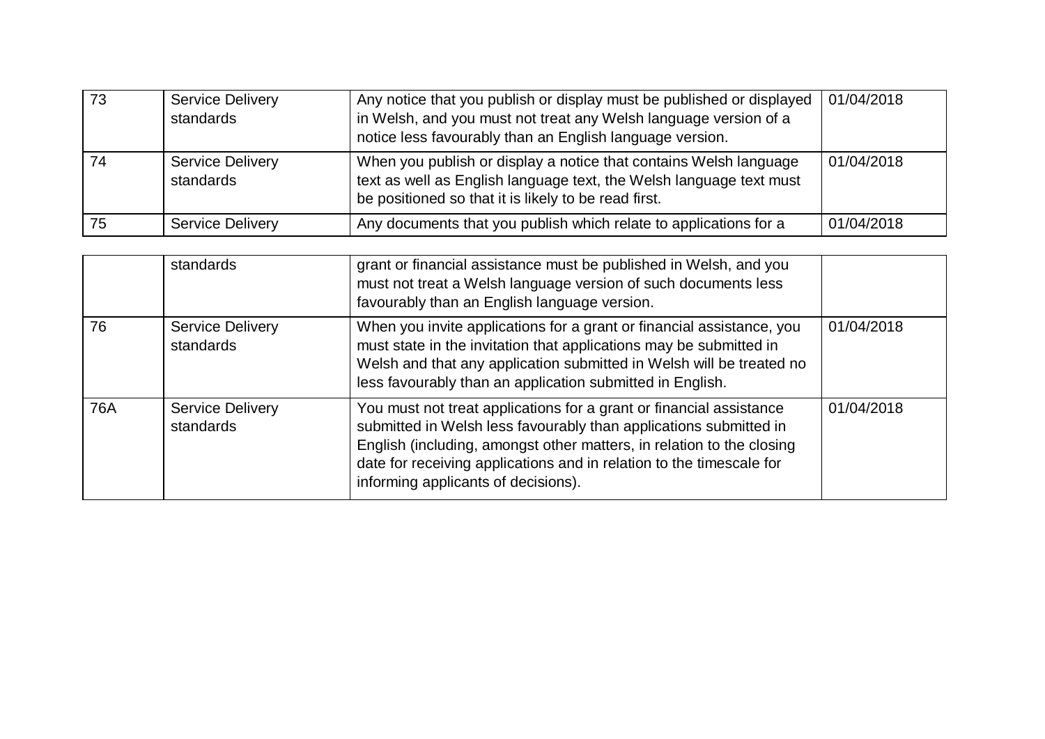| | | | |
|---|---|---|---|
| 73 | Service Delivery standards | Any notice that you publish or display must be published or displayed in Welsh, and you must not treat any Welsh language version of a notice less favourably than an English language version. | 01/04/2018 |
| 74 | Service Delivery standards | When you publish or display a notice that contains Welsh language text as well as English language text, the Welsh language text must be positioned so that it is likely to be read first. | 01/04/2018 |
| 75 | Service Delivery standards | Any documents that you publish which relate to applications for a grant or financial assistance must be published in Welsh, and you must not treat a Welsh language version of such documents less favourably than an English language version. | 01/04/2018 |
| 76 | Service Delivery standards | When you invite applications for a grant or financial assistance, you must state in the invitation that applications may be submitted in Welsh and that any application submitted in Welsh will be treated no less favourably than an application submitted in English. | 01/04/2018 |
| 76A | Service Delivery standards | You must not treat applications for a grant or financial assistance submitted in Welsh less favourably than applications submitted in English (including, amongst other matters, in relation to the closing date for receiving applications and in relation to the timescale for informing applicants of decisions). | 01/04/2018 |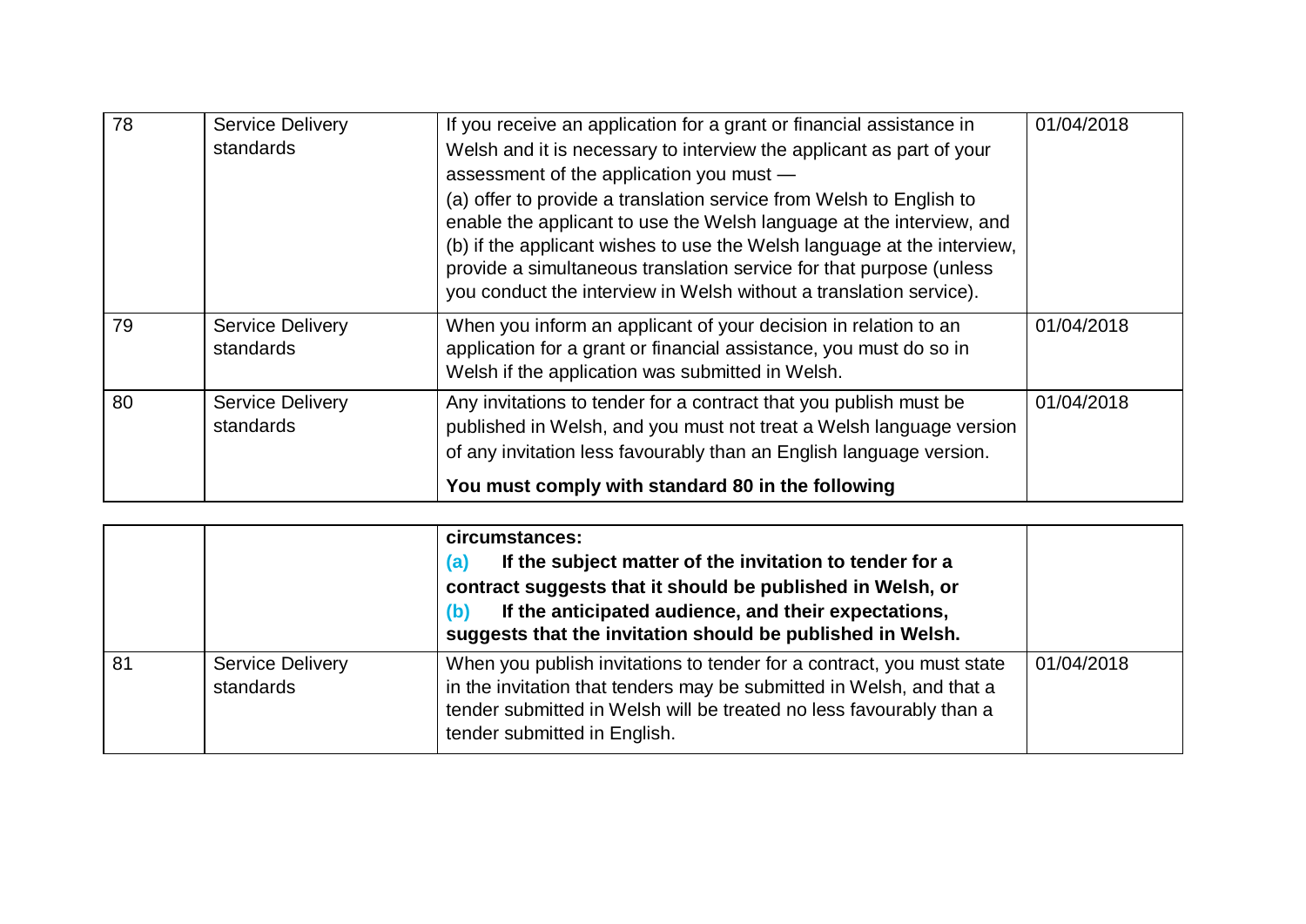| 78 | Service Delivery standards | If you receive an application for a grant or financial assistance in Welsh and it is necessary to interview the applicant as part of your assessment of the application you must —<br>(a) offer to provide a translation service from Welsh to English to enable the applicant to use the Welsh language at the interview, and<br>(b) if the applicant wishes to use the Welsh language at the interview, provide a simultaneous translation service for that purpose (unless you conduct the interview in Welsh without a translation service). | 01/04/2018 |
|---|---|---|---|
| 79 | Service Delivery standards | When you inform an applicant of your decision in relation to an application for a grant or financial assistance, you must do so in Welsh if the application was submitted in Welsh. | 01/04/2018 |
| 80 | Service Delivery standards | Any invitations to tender for a contract that you publish must be published in Welsh, and you must not treat a Welsh language version of any invitation less favourably than an English language version.<br>**You must comply with standard 80 in the following circumstances:**<br>**(a) If the subject matter of the invitation to tender for a contract suggests that it should be published in Welsh, or**<br>**(b) If the anticipated audience, and their expectations, suggests that the invitation should be published in Welsh.** | 01/04/2018 |
| 81 | Service Delivery standards | When you publish invitations to tender for a contract, you must state in the invitation that tenders may be submitted in Welsh, and that a tender submitted in Welsh will be treated no less favourably than a tender submitted in English. | 01/04/2018 |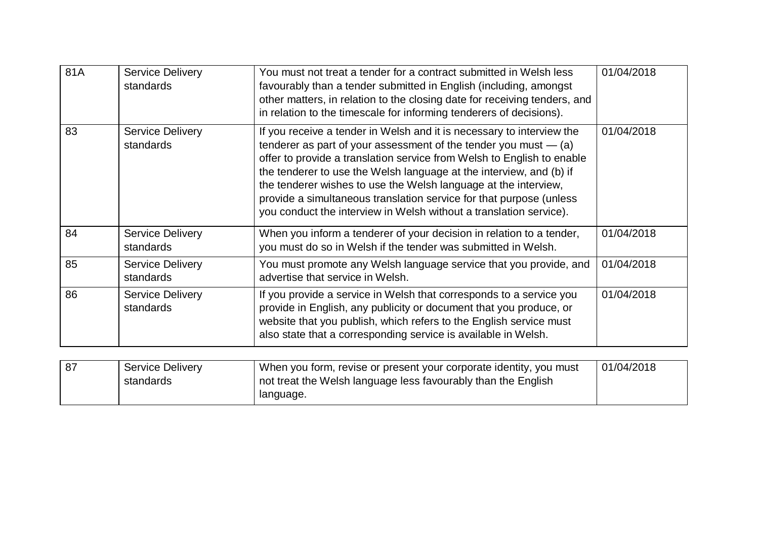| | | | |
|---|---|---|---|
| 81A | Service Delivery standards | You must not treat a tender for a contract submitted in Welsh less favourably than a tender submitted in English (including, amongst other matters, in relation to the closing date for receiving tenders, and in relation to the timescale for informing tenderers of decisions). | 01/04/2018 |
| 83 | Service Delivery standards | If you receive a tender in Welsh and it is necessary to interview the tenderer as part of your assessment of the tender you must — (a) offer to provide a translation service from Welsh to English to enable the tenderer to use the Welsh language at the interview, and (b) if the tenderer wishes to use the Welsh language at the interview, provide a simultaneous translation service for that purpose (unless you conduct the interview in Welsh without a translation service). | 01/04/2018 |
| 84 | Service Delivery standards | When you inform a tenderer of your decision in relation to a tender, you must do so in Welsh if the tender was submitted in Welsh. | 01/04/2018 |
| 85 | Service Delivery standards | You must promote any Welsh language service that you provide, and advertise that service in Welsh. | 01/04/2018 |
| 86 | Service Delivery standards | If you provide a service in Welsh that corresponds to a service you provide in English, any publicity or document that you produce, or website that you publish, which refers to the English service must also state that a corresponding service is available in Welsh. | 01/04/2018 |
| 87 | Service Delivery standards | When you form, revise or present your corporate identity, you must not treat the Welsh language less favourably than the English language. | 01/04/2018 |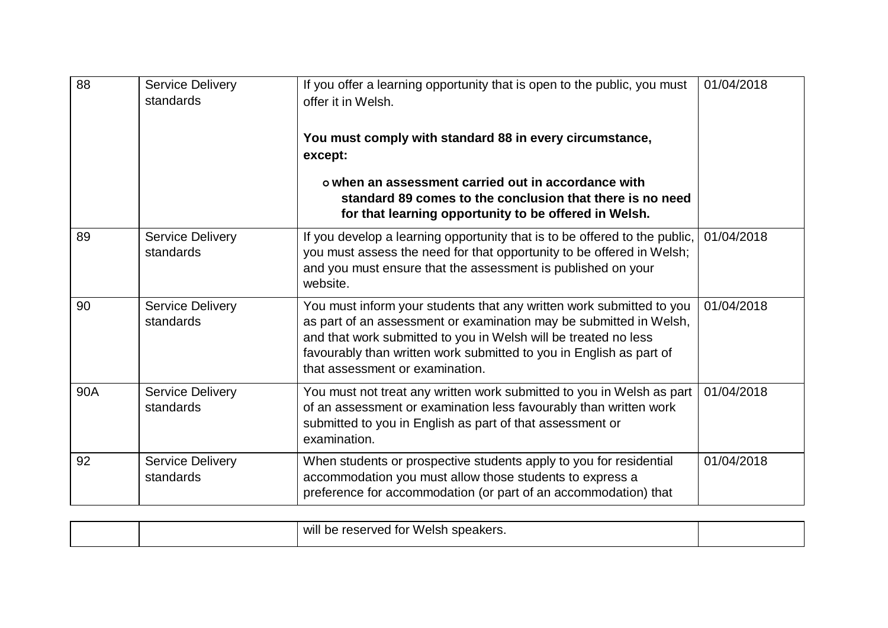| | | | |
|---|---|---|---|
| 88 | Service Delivery standards | If you offer a learning opportunity that is open to the public, you must offer it in Welsh.<br><br>**You must comply with standard 88 in every circumstance, except:**<br><br>**o when an assessment carried out in accordance with standard 89 comes to the conclusion that there is no need for that learning opportunity to be offered in Welsh.** | 01/04/2018 |
| 89 | Service Delivery standards | If you develop a learning opportunity that is to be offered to the public, you must assess the need for that opportunity to be offered in Welsh; and you must ensure that the assessment is published on your website. | 01/04/2018 |
| 90 | Service Delivery standards | You must inform your students that any written work submitted to you as part of an assessment or examination may be submitted in Welsh, and that work submitted to you in Welsh will be treated no less favourably than written work submitted to you in English as part of that assessment or examination. | 01/04/2018 |
| 90A | Service Delivery standards | You must not treat any written work submitted to you in Welsh as part of an assessment or examination less favourably than written work submitted to you in English as part of that assessment or examination. | 01/04/2018 |
| 92 | Service Delivery standards | When students or prospective students apply to you for residential accommodation you must allow those students to express a preference for accommodation (or part of an accommodation) that will be reserved for Welsh speakers. | 01/04/2018 |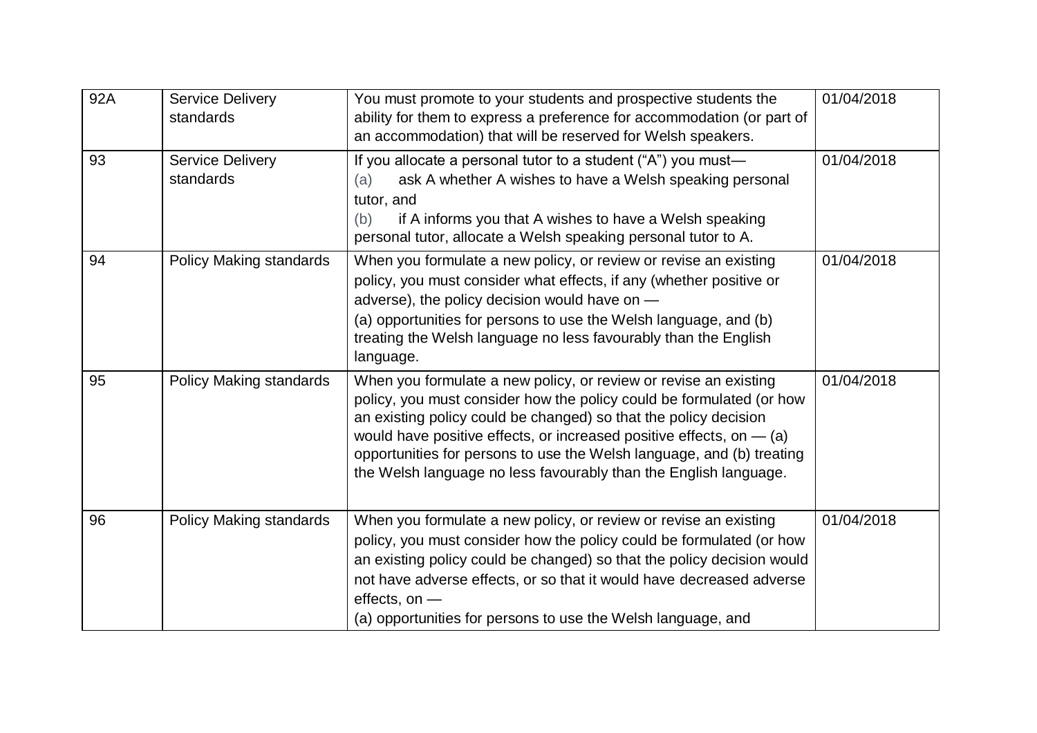| 92A | Service Delivery standards | You must promote to your students and prospective students the ability for them to express a preference for accommodation (or part of an accommodation) that will be reserved for Welsh speakers. | 01/04/2018 |
|---|---|---|---|
| 93 | Service Delivery standards | If you allocate a personal tutor to a student ("A") you must— (a) ask A whether A wishes to have a Welsh speaking personal tutor, and (b) if A informs you that A wishes to have a Welsh speaking personal tutor, allocate a Welsh speaking personal tutor to A. | 01/04/2018 |
| 94 | Policy Making standards | When you formulate a new policy, or review or revise an existing policy, you must consider what effects, if any (whether positive or adverse), the policy decision would have on — (a) opportunities for persons to use the Welsh language, and (b) treating the Welsh language no less favourably than the English language. | 01/04/2018 |
| 95 | Policy Making standards | When you formulate a new policy, or review or revise an existing policy, you must consider how the policy could be formulated (or how an existing policy could be changed) so that the policy decision would have positive effects, or increased positive effects, on — (a) opportunities for persons to use the Welsh language, and (b) treating the Welsh language no less favourably than the English language. | 01/04/2018 |
| 96 | Policy Making standards | When you formulate a new policy, or review or revise an existing policy, you must consider how the policy could be formulated (or how an existing policy could be changed) so that the policy decision would not have adverse effects, or so that it would have decreased adverse effects, on — (a) opportunities for persons to use the Welsh language, and | 01/04/2018 |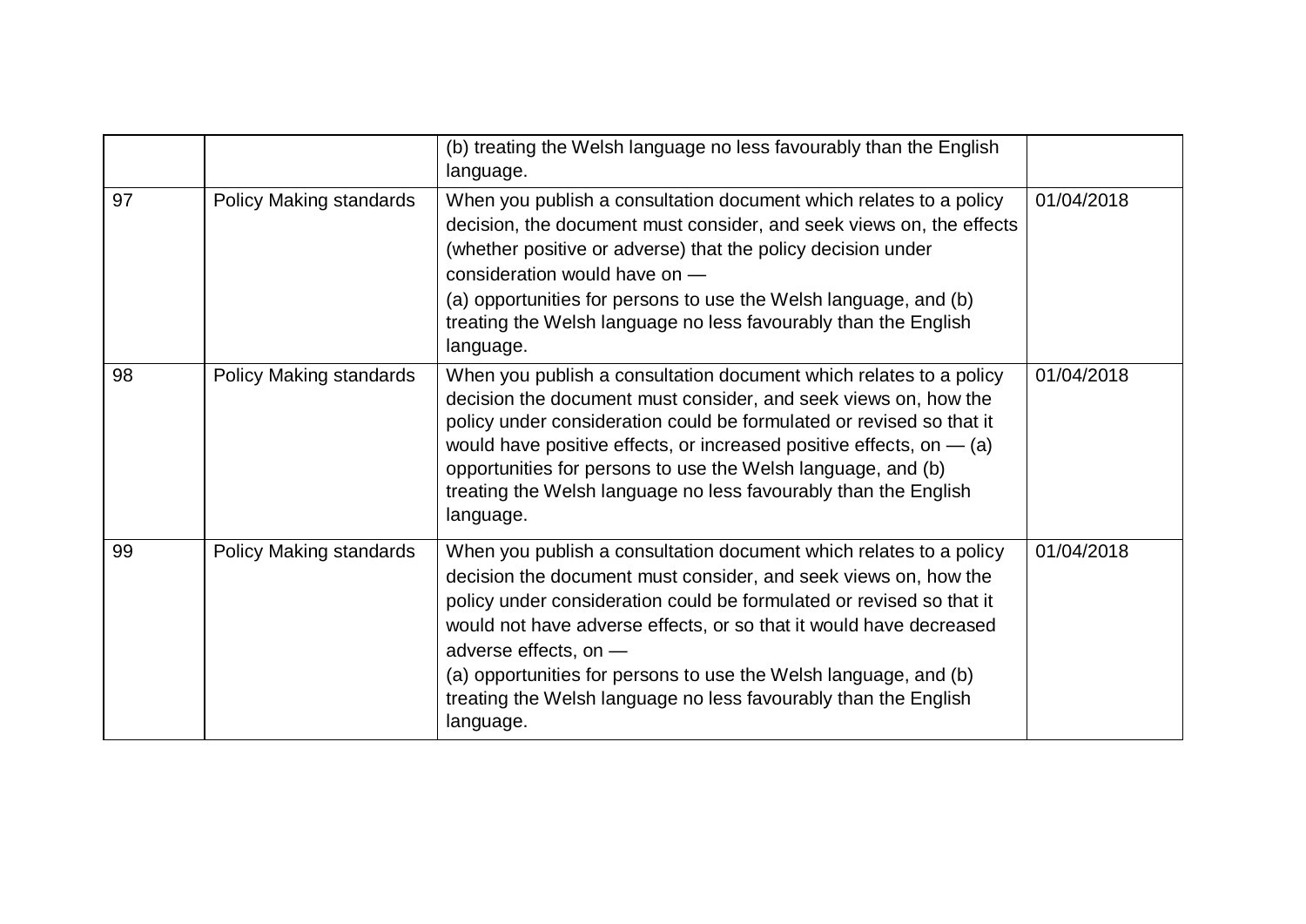| | | | |
|---|---|---|---|
| | | (b) treating the Welsh language no less favourably than the English language. | |
| 97 | Policy Making standards | When you publish a consultation document which relates to a policy decision, the document must consider, and seek views on, the effects (whether positive or adverse) that the policy decision under consideration would have on —<br>(a) opportunities for persons to use the Welsh language, and (b) treating the Welsh language no less favourably than the English language. | 01/04/2018 |
| 98 | Policy Making standards | When you publish a consultation document which relates to a policy decision the document must consider, and seek views on, how the policy under consideration could be formulated or revised so that it would have positive effects, or increased positive effects, on — (a) opportunities for persons to use the Welsh language, and (b) treating the Welsh language no less favourably than the English language. | 01/04/2018 |
| 99 | Policy Making standards | When you publish a consultation document which relates to a policy decision the document must consider, and seek views on, how the policy under consideration could be formulated or revised so that it would not have adverse effects, or so that it would have decreased adverse effects, on —<br>(a) opportunities for persons to use the Welsh language, and (b) treating the Welsh language no less favourably than the English language. | 01/04/2018 |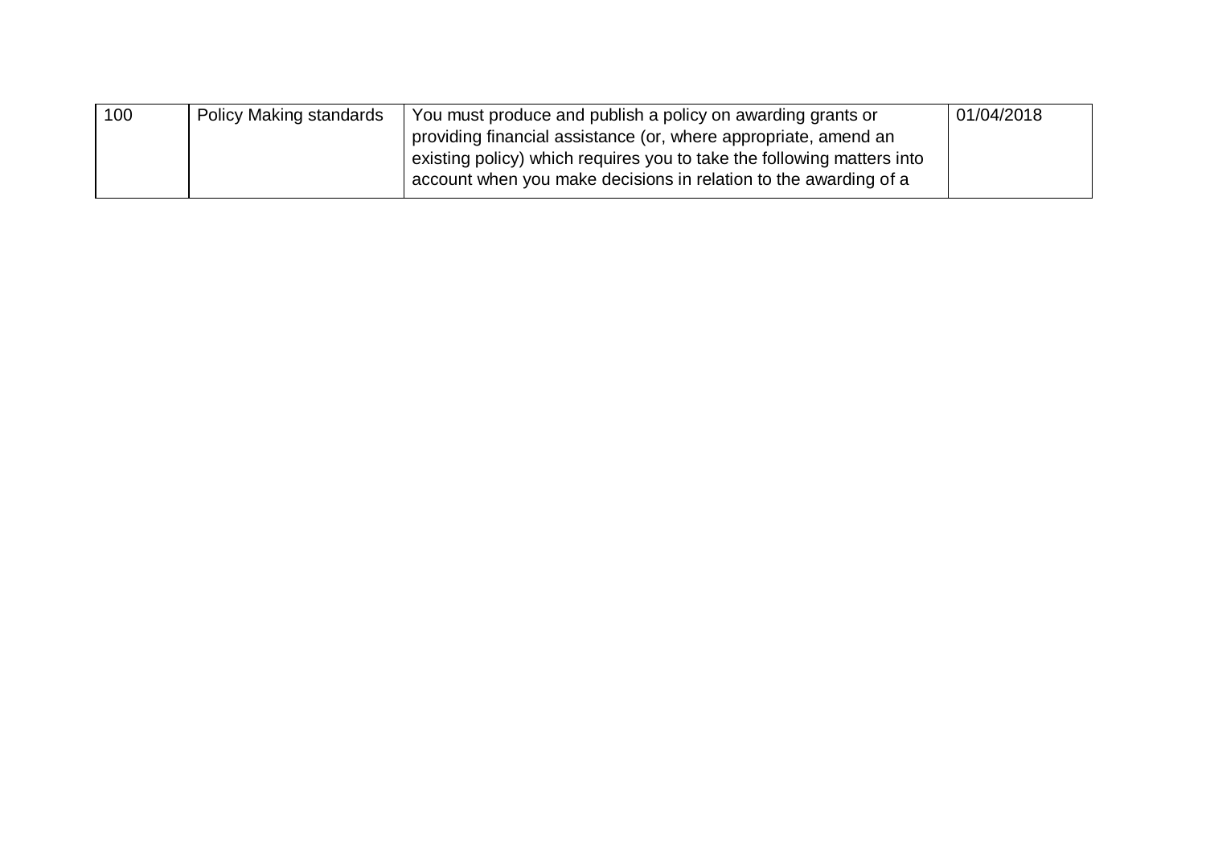| 100 | Policy Making standards | You must produce and publish a policy on awarding grants or providing financial assistance (or, where appropriate, amend an existing policy) which requires you to take the following matters into account when you make decisions in relation to the awarding of a | 01/04/2018 |
|---|---|---|---|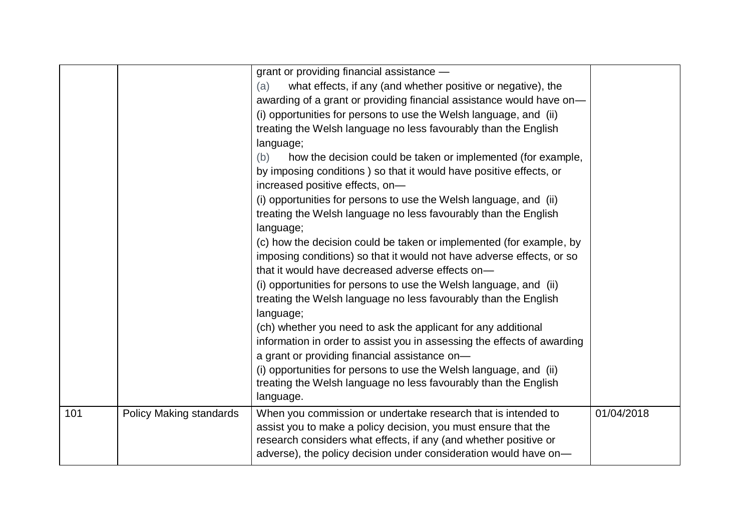| | | | |
|---|---|---|---|
| | | grant or providing financial assistance —<br>(a) what effects, if any (and whether positive or negative), the awarding of a grant or providing financial assistance would have on—<br>(i) opportunities for persons to use the Welsh language, and (ii) treating the Welsh language no less favourably than the English language;<br>(b) how the decision could be taken or implemented (for example, by imposing conditions ) so that it would have positive effects, or increased positive effects, on—<br>(i) opportunities for persons to use the Welsh language, and (ii) treating the Welsh language no less favourably than the English language;<br>(c) how the decision could be taken or implemented (for example, by imposing conditions) so that it would not have adverse effects, or so that it would have decreased adverse effects on—<br>(i) opportunities for persons to use the Welsh language, and (ii) treating the Welsh language no less favourably than the English language;<br>(ch) whether you need to ask the applicant for any additional information in order to assist you in assessing the effects of awarding a grant or providing financial assistance on—<br>(i) opportunities for persons to use the Welsh language, and (ii) treating the Welsh language no less favourably than the English language. | |
| 101 | Policy Making standards | When you commission or undertake research that is intended to assist you to make a policy decision, you must ensure that the research considers what effects, if any (and whether positive or adverse), the policy decision under consideration would have on— | 01/04/2018 |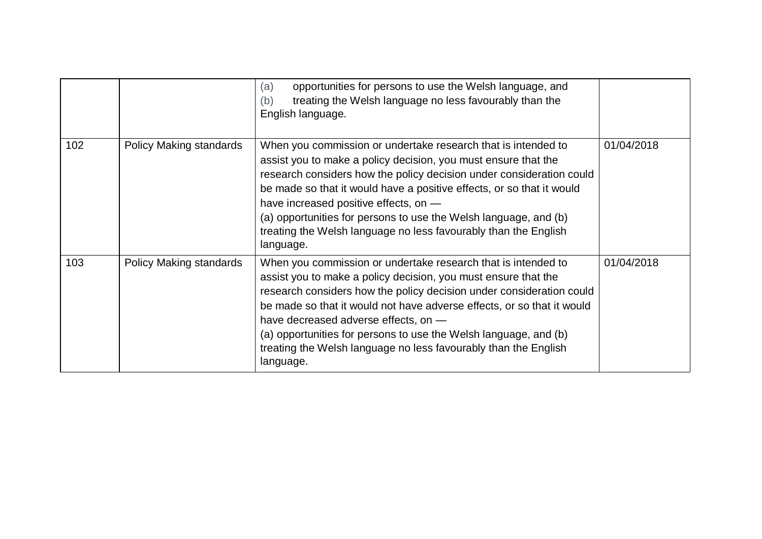| | | | |
|---|---|---|---|
| | | (a) opportunities for persons to use the Welsh language, and<br>(b) treating the Welsh language no less favourably than the English language. | |
| 102 | Policy Making standards | When you commission or undertake research that is intended to assist you to make a policy decision, you must ensure that the research considers how the policy decision under consideration could be made so that it would have a positive effects, or so that it would have increased positive effects, on —<br>(a) opportunities for persons to use the Welsh language, and (b) treating the Welsh language no less favourably than the English language. | 01/04/2018 |
| 103 | Policy Making standards | When you commission or undertake research that is intended to assist you to make a policy decision, you must ensure that the research considers how the policy decision under consideration could be made so that it would not have adverse effects, or so that it would have decreased adverse effects, on —<br>(a) opportunities for persons to use the Welsh language, and (b) treating the Welsh language no less favourably than the English language. | 01/04/2018 |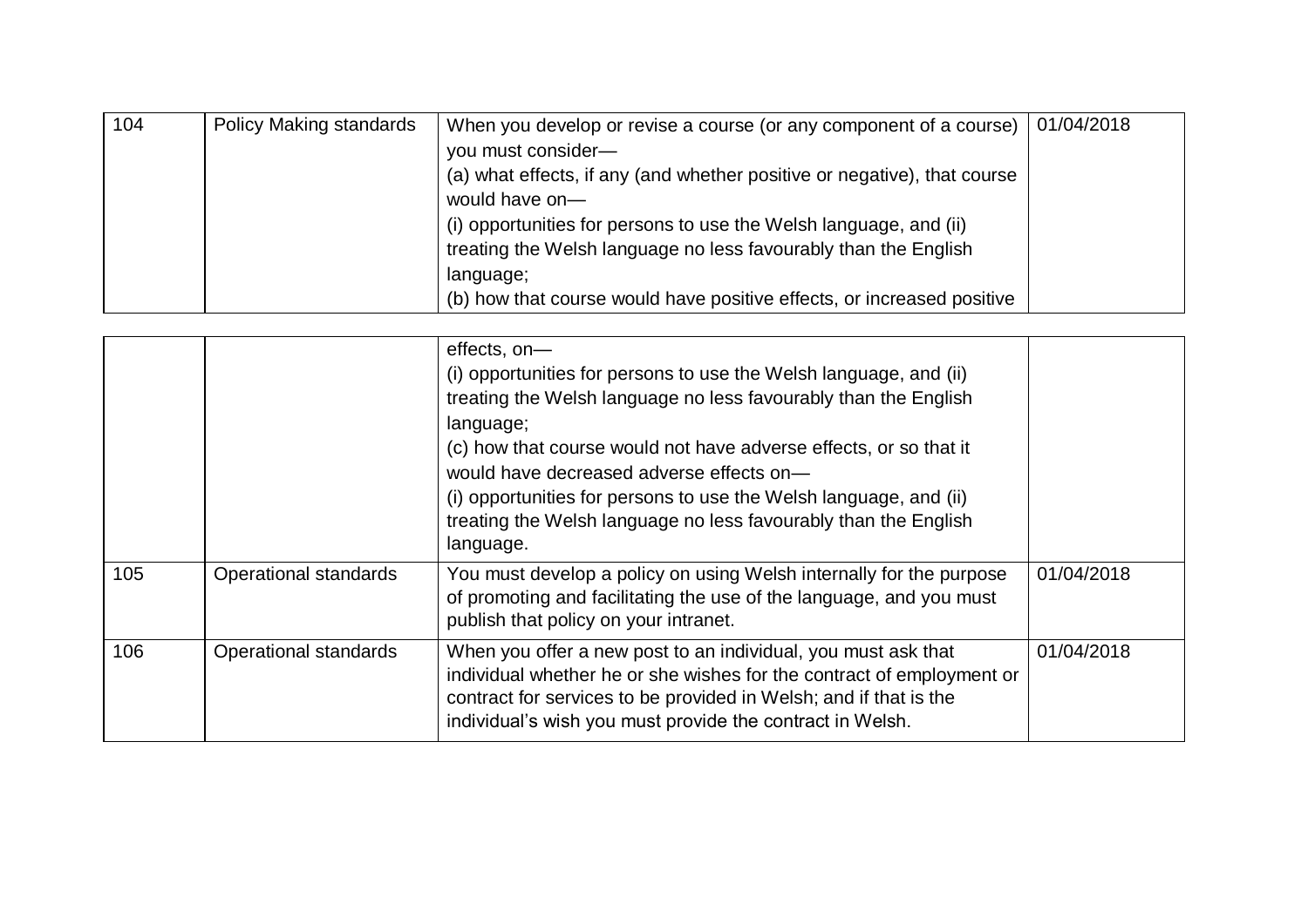| | | | |
|---|---|---|---|
| 104 | Policy Making standards | When you develop or revise a course (or any component of a course) you must consider—<br>(a) what effects, if any (and whether positive or negative), that course would have on—<br>(i) opportunities for persons to use the Welsh language, and (ii) treating the Welsh language no less favourably than the English language;<br>(b) how that course would have positive effects, or increased positive effects, on—<br>(i) opportunities for persons to use the Welsh language, and (ii) treating the Welsh language no less favourably than the English language;<br>(c) how that course would not have adverse effects, or so that it would have decreased adverse effects on—<br>(i) opportunities for persons to use the Welsh language, and (ii) treating the Welsh language no less favourably than the English language. | 01/04/2018 |
| 105 | Operational standards | You must develop a policy on using Welsh internally for the purpose of promoting and facilitating the use of the language, and you must publish that policy on your intranet. | 01/04/2018 |
| 106 | Operational standards | When you offer a new post to an individual, you must ask that individual whether he or she wishes for the contract of employment or contract for services to be provided in Welsh; and if that is the individual's wish you must provide the contract in Welsh. | 01/04/2018 |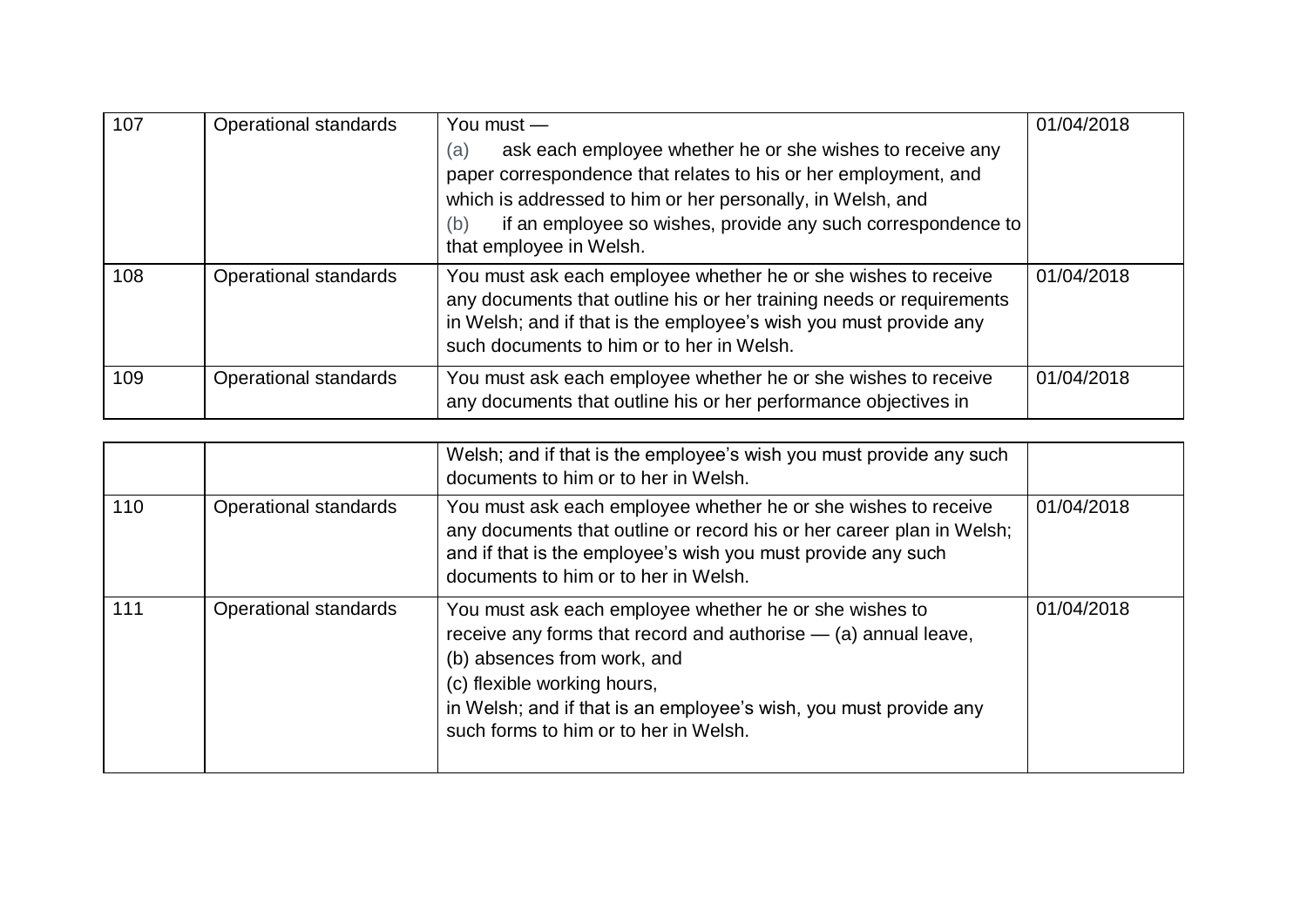| | | | |
|---|---|---|---|
| 107 | Operational standards | You must —<br>(a) ask each employee whether he or she wishes to receive any paper correspondence that relates to his or her employment, and which is addressed to him or her personally, in Welsh, and<br>(b) if an employee so wishes, provide any such correspondence to that employee in Welsh. | 01/04/2018 |
| 108 | Operational standards | You must ask each employee whether he or she wishes to receive any documents that outline his or her training needs or requirements in Welsh; and if that is the employee's wish you must provide any such documents to him or to her in Welsh. | 01/04/2018 |
| 109 | Operational standards | You must ask each employee whether he or she wishes to receive any documents that outline his or her performance objectives in Welsh; and if that is the employee's wish you must provide any such documents to him or to her in Welsh. | 01/04/2018 |
| 110 | Operational standards | You must ask each employee whether he or she wishes to receive any documents that outline or record his or her career plan in Welsh; and if that is the employee's wish you must provide any such documents to him or to her in Welsh. | 01/04/2018 |
| 111 | Operational standards | You must ask each employee whether he or she wishes to receive any forms that record and authorise — (a) annual leave,<br>(b) absences from work, and<br>(c) flexible working hours,<br>in Welsh; and if that is an employee's wish, you must provide any such forms to him or to her in Welsh. | 01/04/2018 |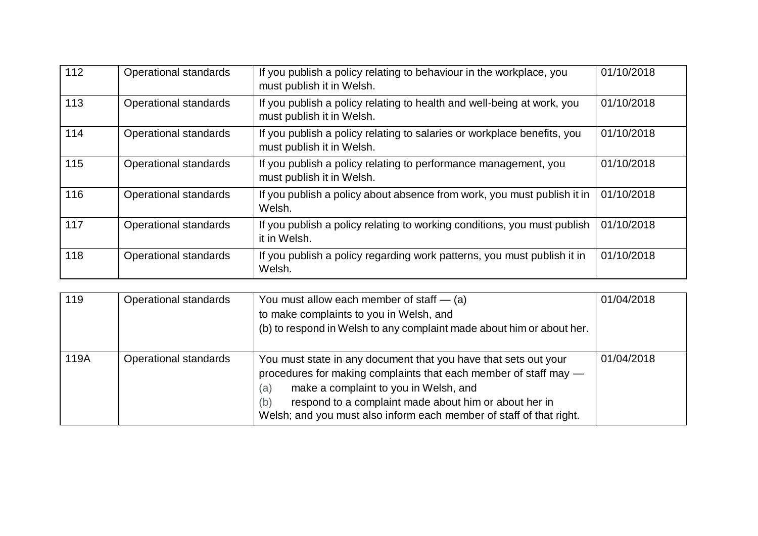| 112 | Operational standards | If you publish a policy relating to behaviour in the workplace, you must publish it in Welsh. | 01/10/2018 |
|---|---|---|---|
| 113 | Operational standards | If you publish a policy relating to health and well-being at work, you must publish it in Welsh. | 01/10/2018 |
| 114 | Operational standards | If you publish a policy relating to salaries or workplace benefits, you must publish it in Welsh. | 01/10/2018 |
| 115 | Operational standards | If you publish a policy relating to performance management, you must publish it in Welsh. | 01/10/2018 |
| 116 | Operational standards | If you publish a policy about absence from work, you must publish it in Welsh. | 01/10/2018 |
| 117 | Operational standards | If you publish a policy relating to working conditions, you must publish it in Welsh. | 01/10/2018 |
| 118 | Operational standards | If you publish a policy regarding work patterns, you must publish it in Welsh. | 01/10/2018 |
| 119 | Operational standards | You must allow each member of staff — (a) to make complaints to you in Welsh, and (b) to respond in Welsh to any complaint made about him or about her. | 01/04/2018 |
| 119A | Operational standards | You must state in any document that you have that sets out your procedures for making complaints that each member of staff may — (a) make a complaint to you in Welsh, and (b) respond to a complaint made about him or about her in Welsh; and you must also inform each member of staff of that right. | 01/04/2018 |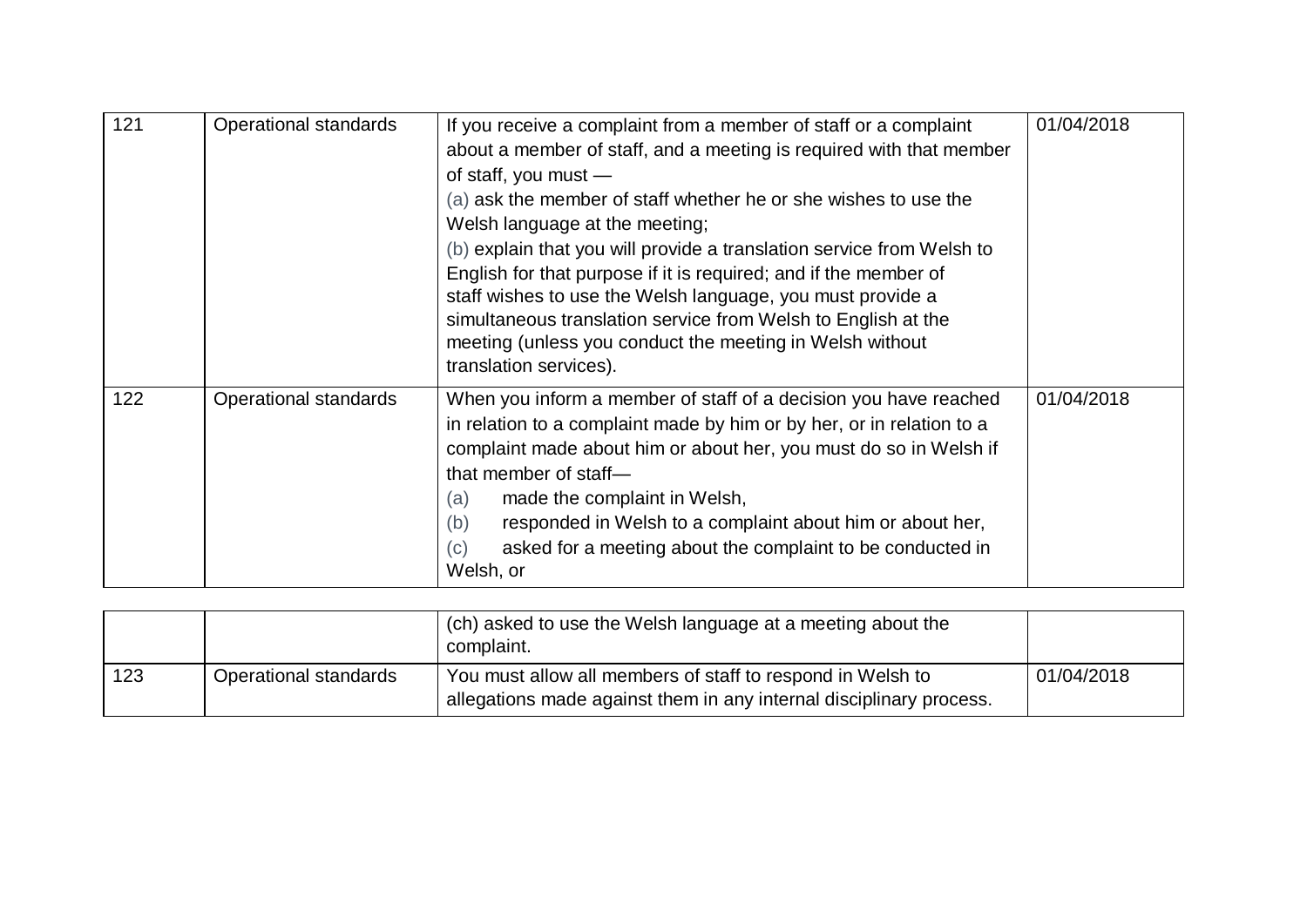| | | | |
|---|---|---|---|
| 121 | Operational standards | If you receive a complaint from a member of staff or a complaint about a member of staff, and a meeting is required with that member of staff, you must —<br>(a) ask the member of staff whether he or she wishes to use the Welsh language at the meeting;<br>(b) explain that you will provide a translation service from Welsh to English for that purpose if it is required; and if the member of staff wishes to use the Welsh language, you must provide a simultaneous translation service from Welsh to English at the meeting (unless you conduct the meeting in Welsh without translation services). | 01/04/2018 |
| 122 | Operational standards | When you inform a member of staff of a decision you have reached in relation to a complaint made by him or by her, or in relation to a complaint made about him or about her, you must do so in Welsh if that member of staff—<br>(a) made the complaint in Welsh,<br>(b) responded in Welsh to a complaint about him or about her,<br>(c) asked for a meeting about the complaint to be conducted in Welsh, or<br>(ch) asked to use the Welsh language at a meeting about the complaint. | 01/04/2018 |
| 123 | Operational standards | You must allow all members of staff to respond in Welsh to allegations made against them in any internal disciplinary process. | 01/04/2018 |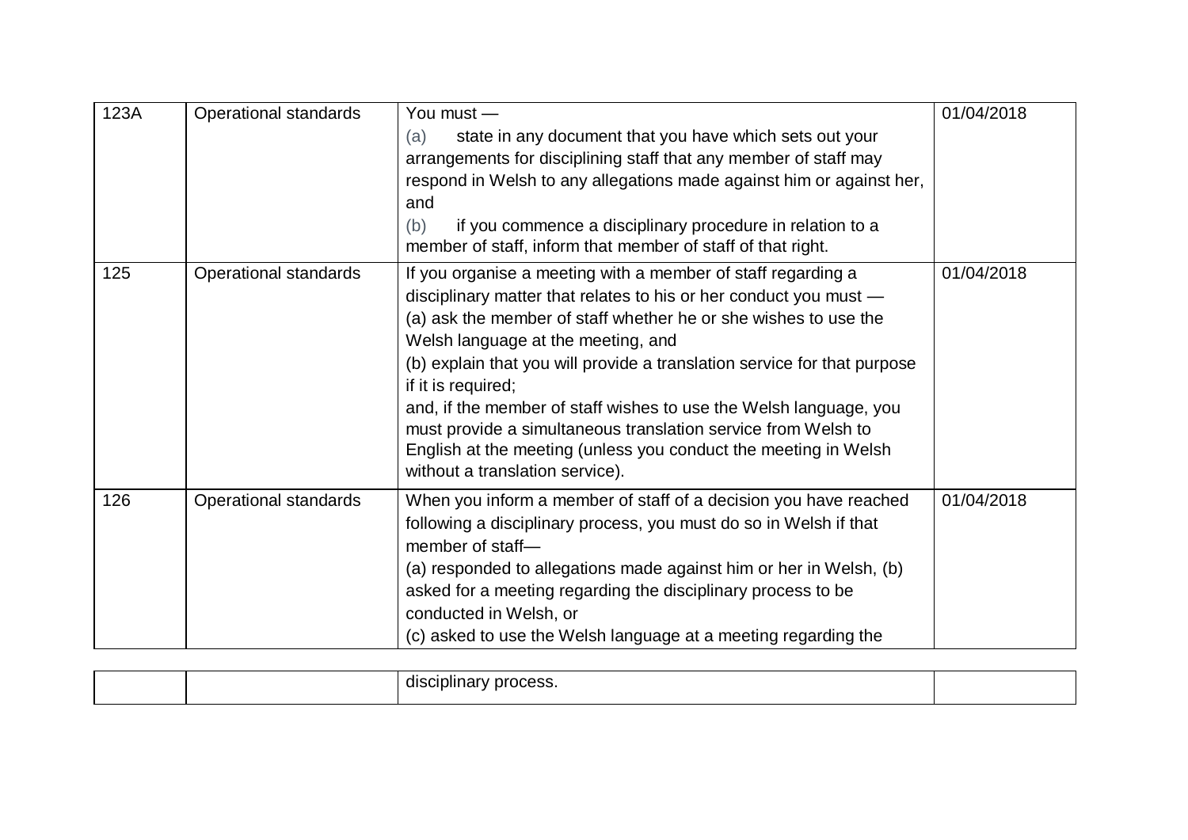| | | | |
|---|---|---|---|
| 123A | Operational standards | You must —<br>(a) state in any document that you have which sets out your arrangements for disciplining staff that any member of staff may respond in Welsh to any allegations made against him or against her, and<br>(b) if you commence a disciplinary procedure in relation to a member of staff, inform that member of staff of that right. | 01/04/2018 |
| 125 | Operational standards | If you organise a meeting with a member of staff regarding a disciplinary matter that relates to his or her conduct you must —<br>(a) ask the member of staff whether he or she wishes to use the Welsh language at the meeting, and<br>(b) explain that you will provide a translation service for that purpose if it is required;<br>and, if the member of staff wishes to use the Welsh language, you must provide a simultaneous translation service from Welsh to English at the meeting (unless you conduct the meeting in Welsh without a translation service). | 01/04/2018 |
| 126 | Operational standards | When you inform a member of staff of a decision you have reached following a disciplinary process, you must do so in Welsh if that member of staff—<br>(a) responded to allegations made against him or her in Welsh, (b) asked for a meeting regarding the disciplinary process to be conducted in Welsh, or<br>(c) asked to use the Welsh language at a meeting regarding the disciplinary process. | 01/04/2018 |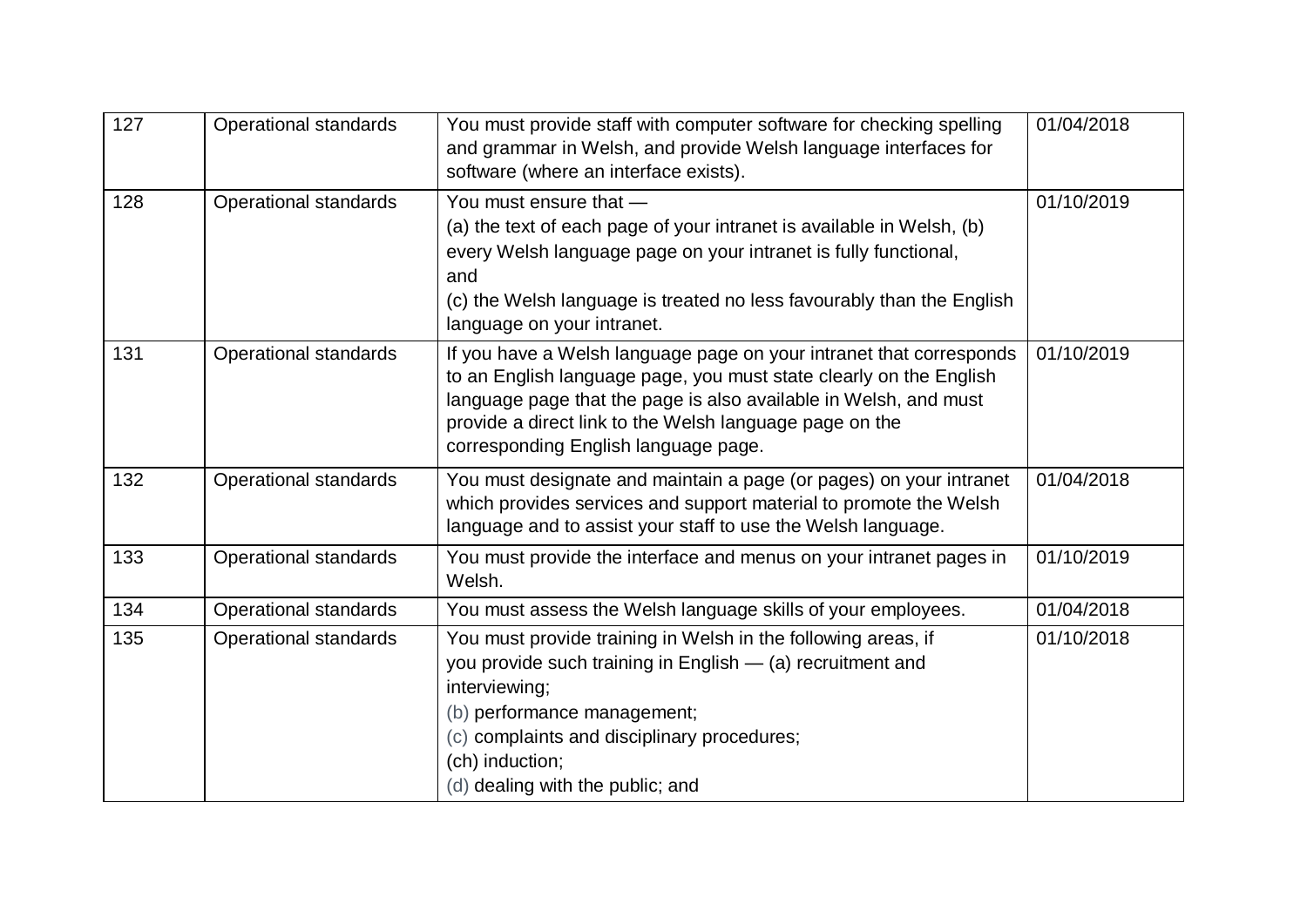| | | | |
|---|---|---|---|
| 127 | Operational standards | You must provide staff with computer software for checking spelling and grammar in Welsh, and provide Welsh language interfaces for software (where an interface exists). | 01/04/2018 |
| 128 | Operational standards | You must ensure that — (a) the text of each page of your intranet is available in Welsh, (b) every Welsh language page on your intranet is fully functional, and (c) the Welsh language is treated no less favourably than the English language on your intranet. | 01/10/2019 |
| 131 | Operational standards | If you have a Welsh language page on your intranet that corresponds to an English language page, you must state clearly on the English language page that the page is also available in Welsh, and must provide a direct link to the Welsh language page on the corresponding English language page. | 01/10/2019 |
| 132 | Operational standards | You must designate and maintain a page (or pages) on your intranet which provides services and support material to promote the Welsh language and to assist your staff to use the Welsh language. | 01/04/2018 |
| 133 | Operational standards | You must provide the interface and menus on your intranet pages in Welsh. | 01/10/2019 |
| 134 | Operational standards | You must assess the Welsh language skills of your employees. | 01/04/2018 |
| 135 | Operational standards | You must provide training in Welsh in the following areas, if you provide such training in English — (a) recruitment and interviewing; (b) performance management; (c) complaints and disciplinary procedures; (ch) induction; (d) dealing with the public; and | 01/10/2018 |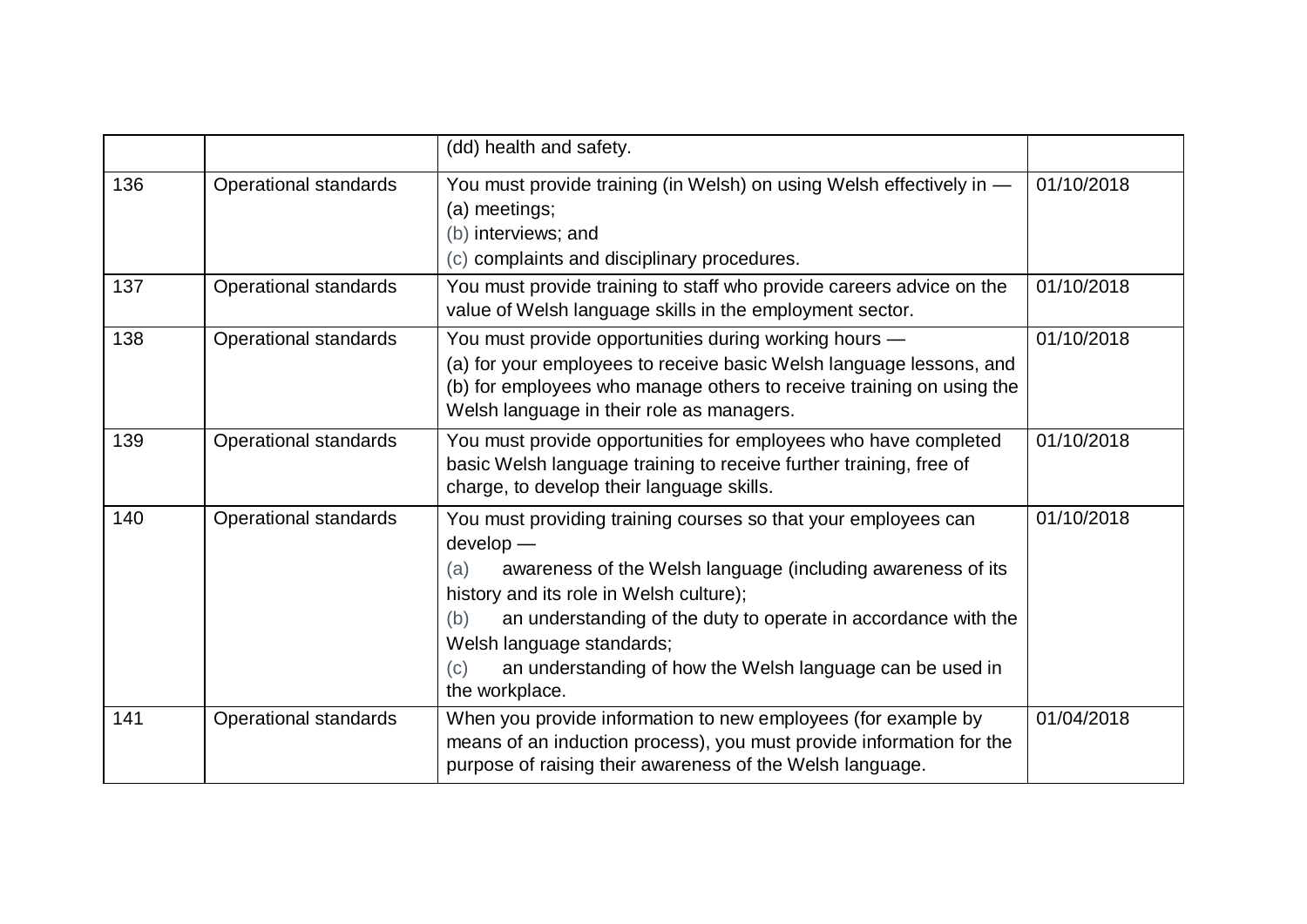| | | (dd) health and safety. | |
|---|---|---|---|
| 136 | Operational standards | You must provide training (in Welsh) on using Welsh effectively in —<br>(a) meetings;<br>(b) interviews; and<br>(c) complaints and disciplinary procedures. | 01/10/2018 |
| 137 | Operational standards | You must provide training to staff who provide careers advice on the value of Welsh language skills in the employment sector. | 01/10/2018 |
| 138 | Operational standards | You must provide opportunities during working hours —<br>(a) for your employees to receive basic Welsh language lessons, and<br>(b) for employees who manage others to receive training on using the Welsh language in their role as managers. | 01/10/2018 |
| 139 | Operational standards | You must provide opportunities for employees who have completed basic Welsh language training to receive further training, free of charge, to develop their language skills. | 01/10/2018 |
| 140 | Operational standards | You must providing training courses so that your employees can develop —<br>(a) awareness of the Welsh language (including awareness of its history and its role in Welsh culture);<br>(b) an understanding of the duty to operate in accordance with the Welsh language standards;<br>(c) an understanding of how the Welsh language can be used in the workplace. | 01/10/2018 |
| 141 | Operational standards | When you provide information to new employees (for example by means of an induction process), you must provide information for the purpose of raising their awareness of the Welsh language. | 01/04/2018 |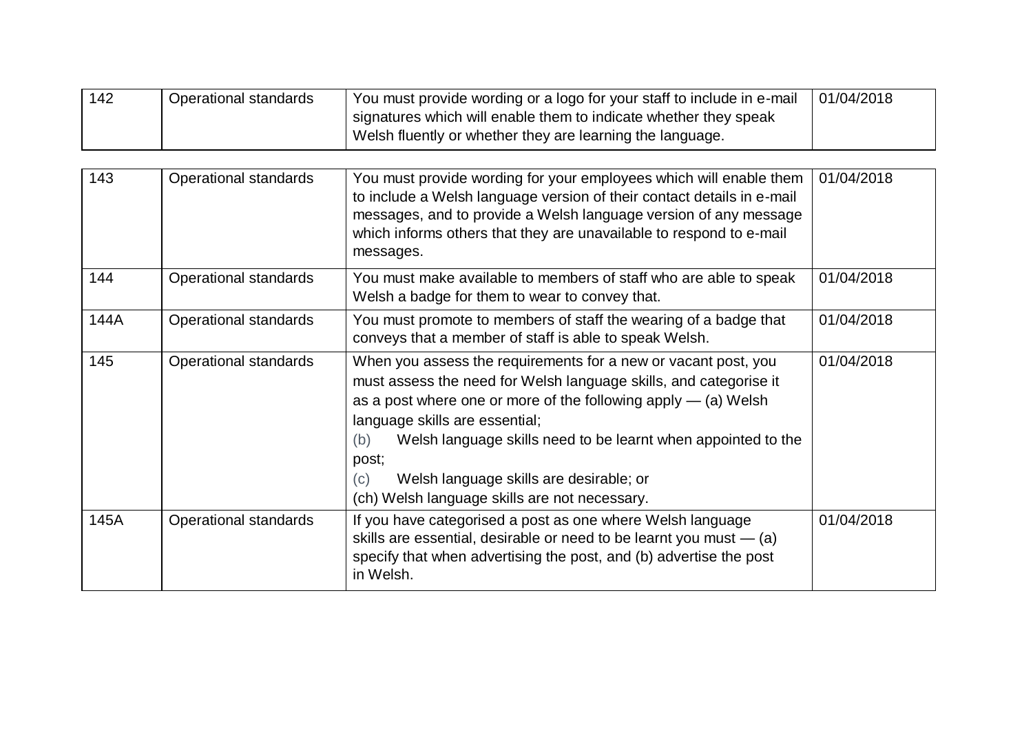| 142 | Operational standards | You must provide wording or a logo for your staff to include in e-mail signatures which will enable them to indicate whether they speak Welsh fluently or whether they are learning the language. | 01/04/2018 |
|---|---|---|---|
| 143 | Operational standards | You must provide wording for your employees which will enable them to include a Welsh language version of their contact details in e-mail messages, and to provide a Welsh language version of any message which informs others that they are unavailable to respond to e-mail messages. | 01/04/2018 |
| 144 | Operational standards | You must make available to members of staff who are able to speak Welsh a badge for them to wear to convey that. | 01/04/2018 |
| 144A | Operational standards | You must promote to members of staff the wearing of a badge that conveys that a member of staff is able to speak Welsh. | 01/04/2018 |
| 145 | Operational standards | When you assess the requirements for a new or vacant post, you must assess the need for Welsh language skills, and categorise it as a post where one or more of the following apply — (a) Welsh language skills are essential;<br>(b) Welsh language skills need to be learnt when appointed to the post;<br>(c) Welsh language skills are desirable; or<br>(ch) Welsh language skills are not necessary. | 01/04/2018 |
| 145A | Operational standards | If you have categorised a post as one where Welsh language skills are essential, desirable or need to be learnt you must — (a) specify that when advertising the post, and (b) advertise the post in Welsh. | 01/04/2018 |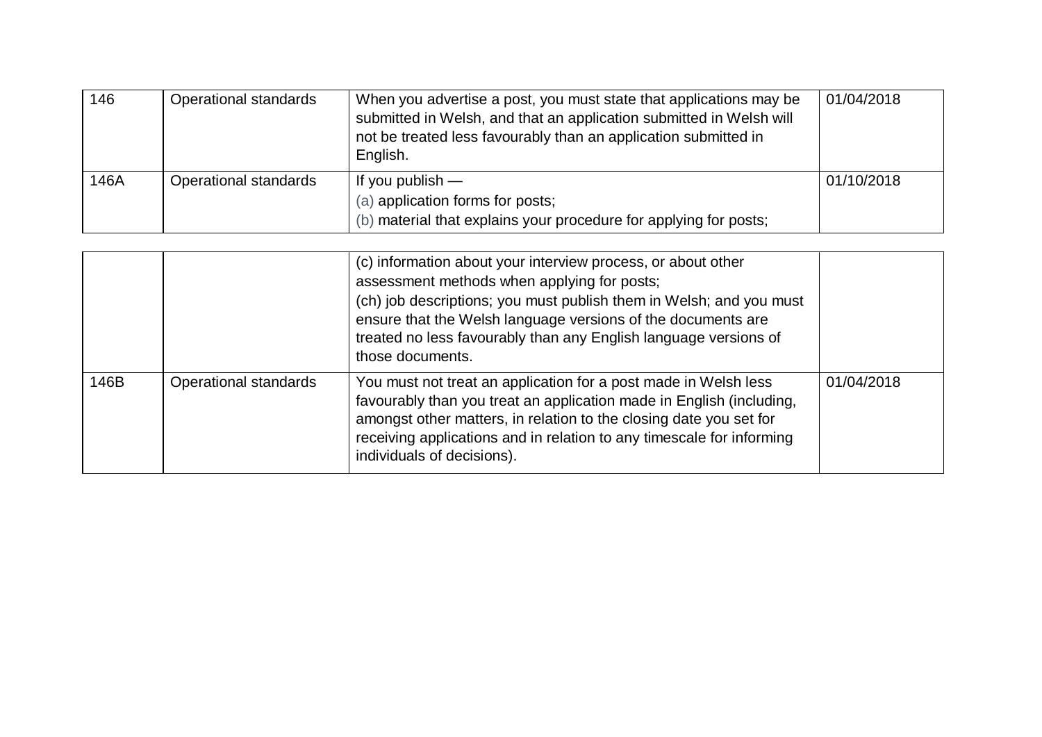| | | | |
|---|---|---|---|
| 146 | Operational standards | When you advertise a post, you must state that applications may be submitted in Welsh, and that an application submitted in Welsh will not be treated less favourably than an application submitted in English. | 01/04/2018 |
| 146A | Operational standards | If you publish —<br>(a) application forms for posts;<br>(b) material that explains your procedure for applying for posts;<br>(c) information about your interview process, or about other assessment methods when applying for posts;<br>(ch) job descriptions; you must publish them in Welsh; and you must ensure that the Welsh language versions of the documents are treated no less favourably than any English language versions of those documents. | 01/10/2018 |
| 146B | Operational standards | You must not treat an application for a post made in Welsh less favourably than you treat an application made in English (including, amongst other matters, in relation to the closing date you set for receiving applications and in relation to any timescale for informing individuals of decisions). | 01/04/2018 |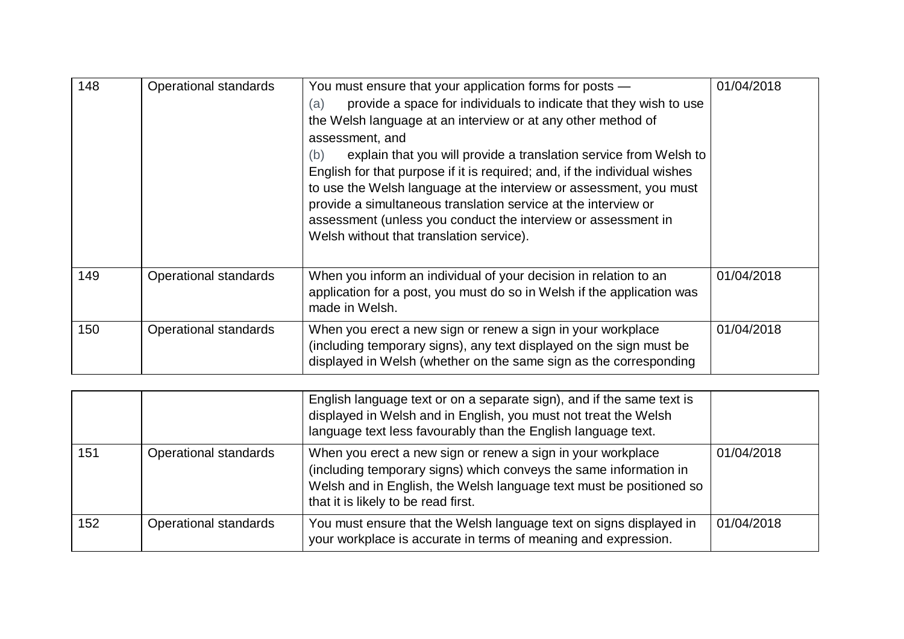| | | | |
|---|---|---|---|
| 148 | Operational standards | You must ensure that your application forms for posts —<br>(a) provide a space for individuals to indicate that they wish to use the Welsh language at an interview or at any other method of assessment, and<br>(b) explain that you will provide a translation service from Welsh to English for that purpose if it is required; and, if the individual wishes to use the Welsh language at the interview or assessment, you must provide a simultaneous translation service at the interview or assessment (unless you conduct the interview or assessment in Welsh without that translation service). | 01/04/2018 |
| 149 | Operational standards | When you inform an individual of your decision in relation to an application for a post, you must do so in Welsh if the application was made in Welsh. | 01/04/2018 |
| 150 | Operational standards | When you erect a new sign or renew a sign in your workplace (including temporary signs), any text displayed on the sign must be displayed in Welsh (whether on the same sign as the corresponding English language text or on a separate sign), and if the same text is displayed in Welsh and in English, you must not treat the Welsh language text less favourably than the English language text. | 01/04/2018 |
| 151 | Operational standards | When you erect a new sign or renew a sign in your workplace (including temporary signs) which conveys the same information in Welsh and in English, the Welsh language text must be positioned so that it is likely to be read first. | 01/04/2018 |
| 152 | Operational standards | You must ensure that the Welsh language text on signs displayed in your workplace is accurate in terms of meaning and expression. | 01/04/2018 |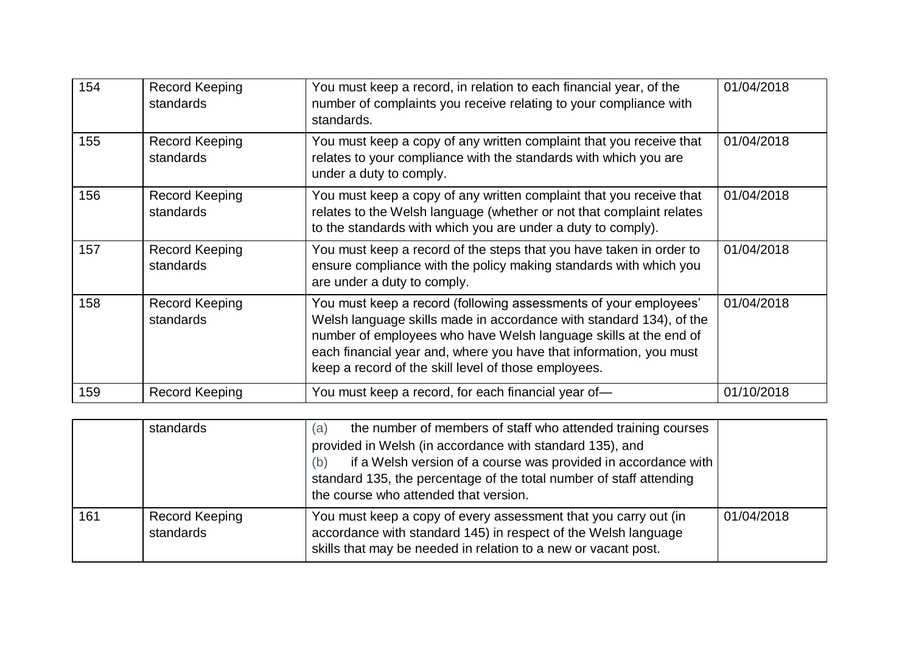| | | | |
|---|---|---|---|
| 154 | Record Keeping standards | You must keep a record, in relation to each financial year, of the number of complaints you receive relating to your compliance with standards. | 01/04/2018 |
| 155 | Record Keeping standards | You must keep a copy of any written complaint that you receive that relates to your compliance with the standards with which you are under a duty to comply. | 01/04/2018 |
| 156 | Record Keeping standards | You must keep a copy of any written complaint that you receive that relates to the Welsh language (whether or not that complaint relates to the standards with which you are under a duty to comply). | 01/04/2018 |
| 157 | Record Keeping standards | You must keep a record of the steps that you have taken in order to ensure compliance with the policy making standards with which you are under a duty to comply. | 01/04/2018 |
| 158 | Record Keeping standards | You must keep a record (following assessments of your employees' Welsh language skills made in accordance with standard 134), of the number of employees who have Welsh language skills at the end of each financial year and, where you have that information, you must keep a record of the skill level of those employees. | 01/04/2018 |
| 159 | Record Keeping standards | You must keep a record, for each financial year of—<br>(a) the number of members of staff who attended training courses provided in Welsh (in accordance with standard 135), and<br>(b) if a Welsh version of a course was provided in accordance with standard 135, the percentage of the total number of staff attending the course who attended that version. | 01/10/2018 |
| 161 | Record Keeping standards | You must keep a copy of every assessment that you carry out (in accordance with standard 145) in respect of the Welsh language skills that may be needed in relation to a new or vacant post. | 01/04/2018 |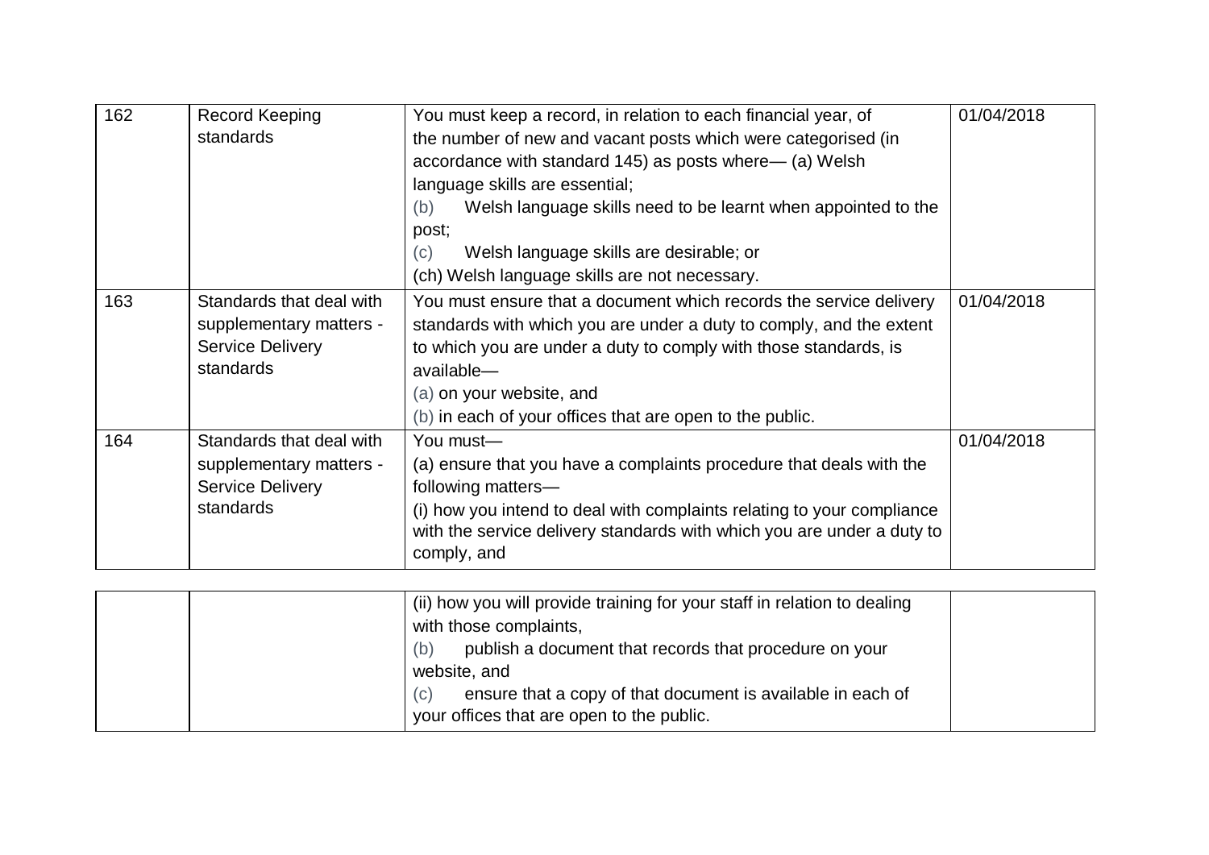| | | | |
|---|---|---|---|
| 162 | Record Keeping standards | You must keep a record, in relation to each financial year, of the number of new and vacant posts which were categorised (in accordance with standard 145) as posts where— (a) Welsh language skills are essential;<br>(b) Welsh language skills need to be learnt when appointed to the post;<br>(c) Welsh language skills are desirable; or<br>(ch) Welsh language skills are not necessary. | 01/04/2018 |
| 163 | Standards that deal with supplementary matters - Service Delivery standards | You must ensure that a document which records the service delivery standards with which you are under a duty to comply, and the extent to which you are under a duty to comply with those standards, is available—<br>(a) on your website, and<br>(b) in each of your offices that are open to the public. | 01/04/2018 |
| 164 | Standards that deal with supplementary matters - Service Delivery standards | You must—<br>(a) ensure that you have a complaints procedure that deals with the following matters—<br>(i) how you intend to deal with complaints relating to your compliance with the service delivery standards with which you are under a duty to comply, and<br>(ii) how you will provide training for your staff in relation to dealing with those complaints,<br>(b) publish a document that records that procedure on your website, and<br>(c) ensure that a copy of that document is available in each of your offices that are open to the public. | 01/04/2018 |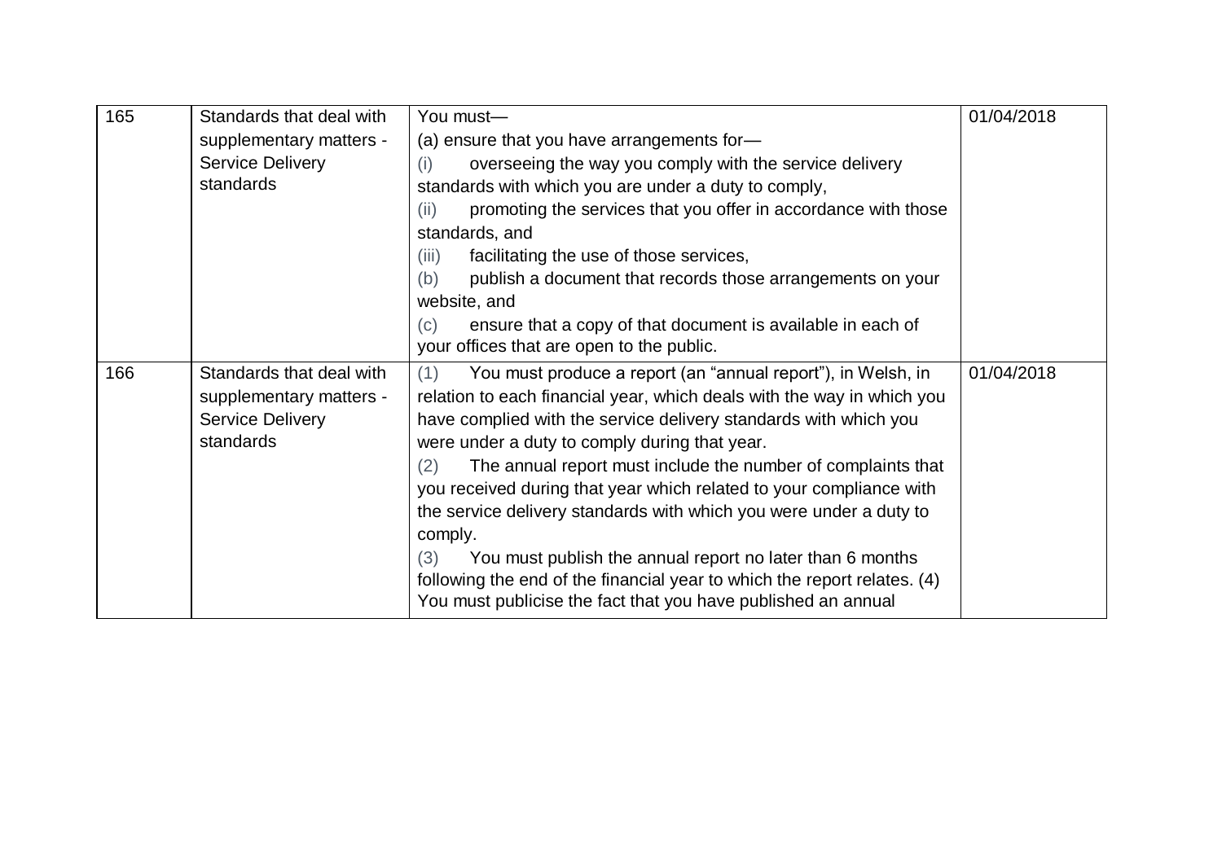| | | | |
|---|---|---|---|
| 165 | Standards that deal with supplementary matters - Service Delivery standards | You must—<br>(a) ensure that you have arrangements for—<br>(i) overseeing the way you comply with the service delivery standards with which you are under a duty to comply,<br>(ii) promoting the services that you offer in accordance with those standards, and<br>(iii) facilitating the use of those services,<br>(b) publish a document that records those arrangements on your website, and<br>(c) ensure that a copy of that document is available in each of your offices that are open to the public. | 01/04/2018 |
| 166 | Standards that deal with supplementary matters - Service Delivery standards | (1) You must produce a report (an “annual report”), in Welsh, in relation to each financial year, which deals with the way in which you have complied with the service delivery standards with which you were under a duty to comply during that year.<br>(2) The annual report must include the number of complaints that you received during that year which related to your compliance with the service delivery standards with which you were under a duty to comply.<br>(3) You must publish the annual report no later than 6 months following the end of the financial year to which the report relates. (4) You must publicise the fact that you have published an annual | 01/04/2018 |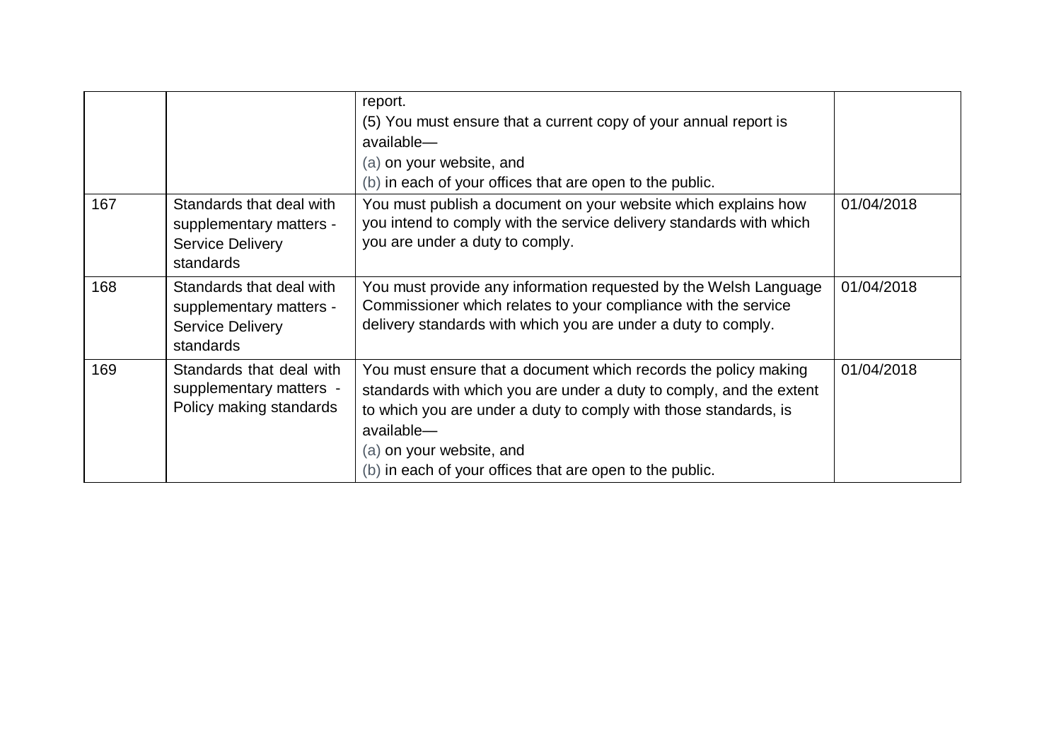| | | | |
|---|---|---|---|
| | | report.<br>(5) You must ensure that a current copy of your annual report is available—<br>(a) on your website, and<br>(b) in each of your offices that are open to the public. | |
| 167 | Standards that deal with supplementary matters - Service Delivery standards | You must publish a document on your website which explains how you intend to comply with the service delivery standards with which you are under a duty to comply. | 01/04/2018 |
| 168 | Standards that deal with supplementary matters - Service Delivery standards | You must provide any information requested by the Welsh Language Commissioner which relates to your compliance with the service delivery standards with which you are under a duty to comply. | 01/04/2018 |
| 169 | Standards that deal with supplementary matters - Policy making standards | You must ensure that a document which records the policy making standards with which you are under a duty to comply, and the extent to which you are under a duty to comply with those standards, is available—<br>(a) on your website, and<br>(b) in each of your offices that are open to the public. | 01/04/2018 |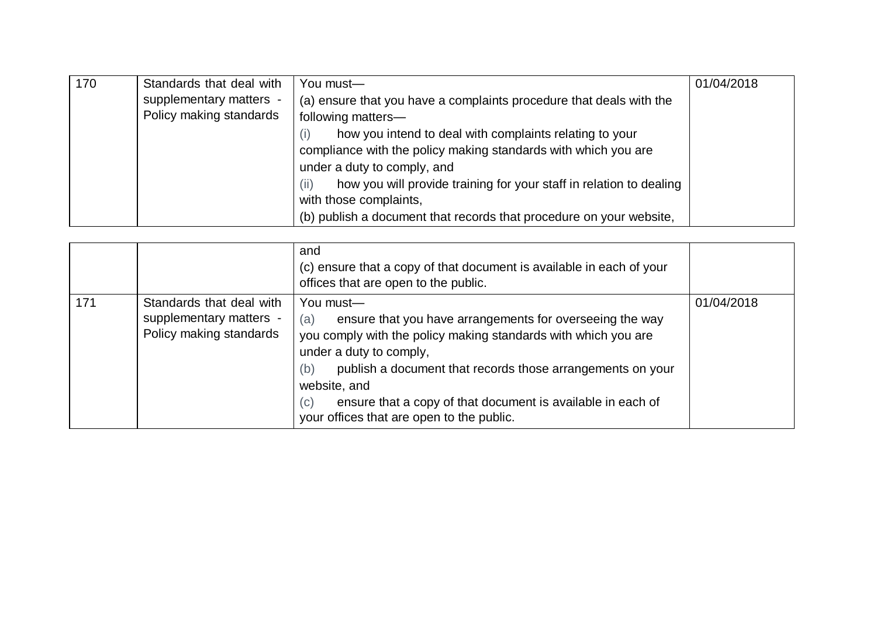| | | | |
|---|---|---|---|
| 170 | Standards that deal with supplementary matters - Policy making standards | You must—<br>(a) ensure that you have a complaints procedure that deals with the following matters—<br>(i) how you intend to deal with complaints relating to your compliance with the policy making standards with which you are under a duty to comply, and<br>(ii) how you will provide training for your staff in relation to dealing with those complaints,<br>(b) publish a document that records that procedure on your website, and<br>(c) ensure that a copy of that document is available in each of your offices that are open to the public. | 01/04/2018 |
| 171 | Standards that deal with supplementary matters - Policy making standards | You must—<br>(a) ensure that you have arrangements for overseeing the way you comply with the policy making standards with which you are under a duty to comply,<br>(b) publish a document that records those arrangements on your website, and<br>(c) ensure that a copy of that document is available in each of your offices that are open to the public. | 01/04/2018 |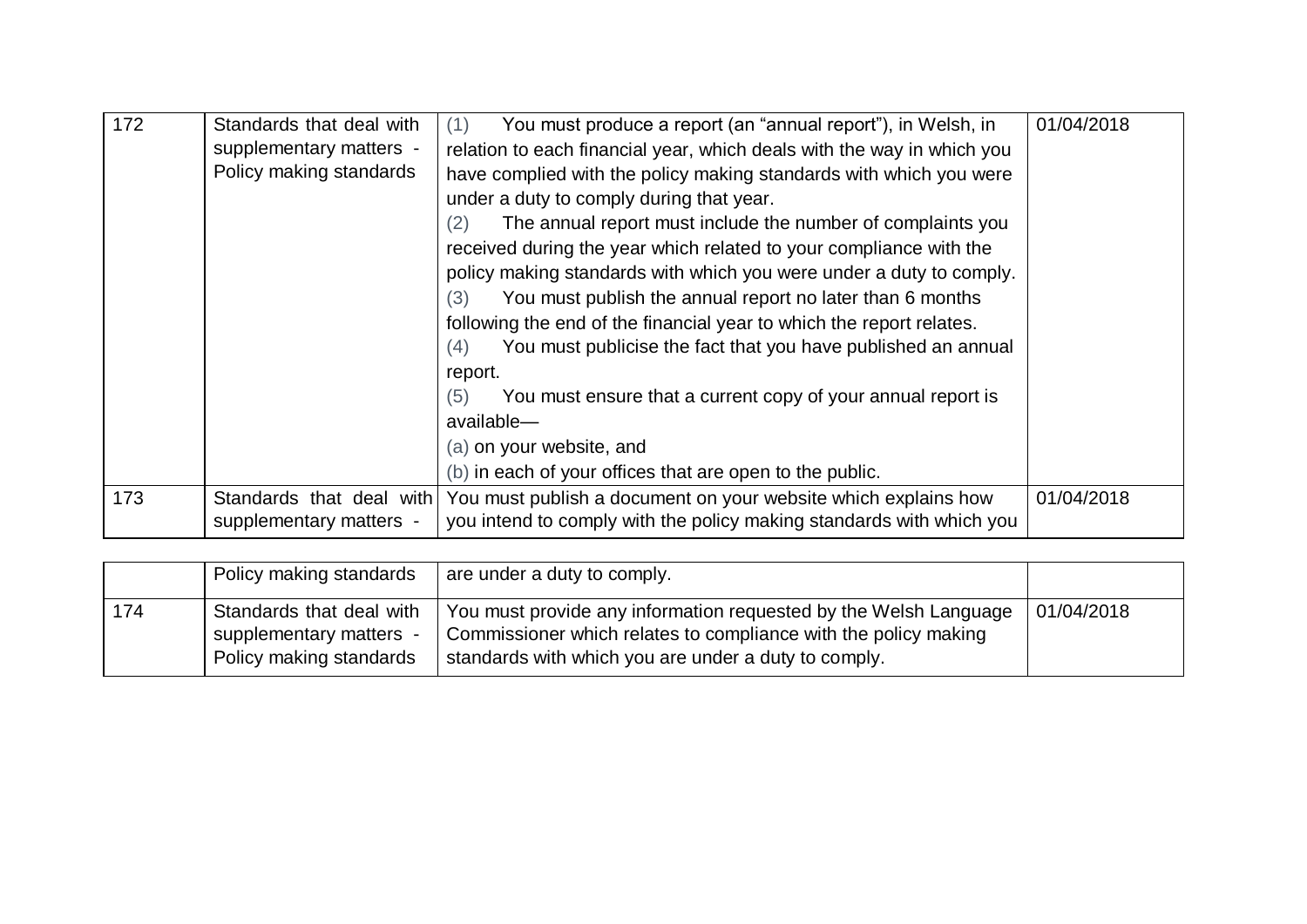| | | | |
|---|---|---|---|
| 172 | Standards that deal with supplementary matters - Policy making standards | (1) You must produce a report (an "annual report"), in Welsh, in relation to each financial year, which deals with the way in which you have complied with the policy making standards with which you were under a duty to comply during that year.<br>(2) The annual report must include the number of complaints you received during the year which related to your compliance with the policy making standards with which you were under a duty to comply.<br>(3) You must publish the annual report no later than 6 months following the end of the financial year to which the report relates.<br>(4) You must publicise the fact that you have published an annual report.<br>(5) You must ensure that a current copy of your annual report is available—<br>(a) on your website, and<br>(b) in each of your offices that are open to the public. | 01/04/2018 |
| 173 | Standards that deal with supplementary matters - Policy making standards | You must publish a document on your website which explains how you intend to comply with the policy making standards with which you are under a duty to comply. | 01/04/2018 |
| 174 | Standards that deal with supplementary matters - Policy making standards | You must provide any information requested by the Welsh Language Commissioner which relates to compliance with the policy making standards with which you are under a duty to comply. | 01/04/2018 |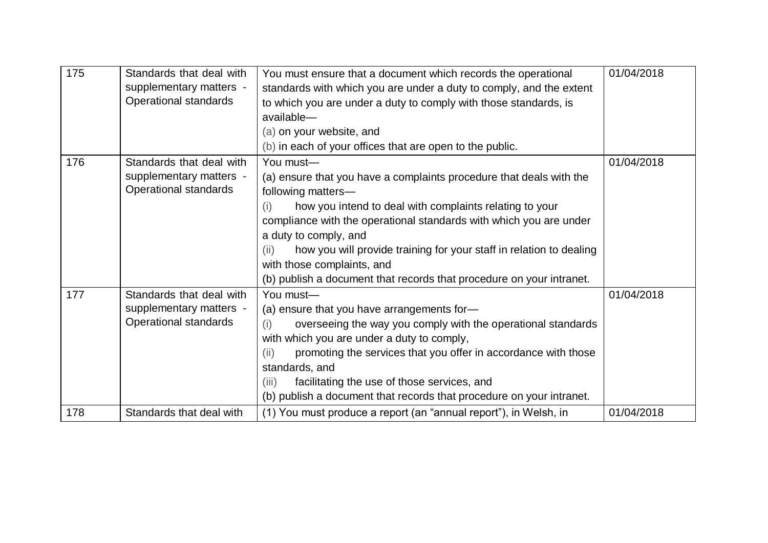| | | | |
|---|---|---|---|
| 175 | Standards that deal with supplementary matters - Operational standards | You must ensure that a document which records the operational standards with which you are under a duty to comply, and the extent to which you are under a duty to comply with those standards, is available—<br>(a) on your website, and<br>(b) in each of your offices that are open to the public. | 01/04/2018 |
| 176 | Standards that deal with supplementary matters - Operational standards | You must—<br>(a) ensure that you have a complaints procedure that deals with the following matters—<br>(i) how you intend to deal with complaints relating to your compliance with the operational standards with which you are under a duty to comply, and<br>(ii) how you will provide training for your staff in relation to dealing with those complaints, and<br>(b) publish a document that records that procedure on your intranet. | 01/04/2018 |
| 177 | Standards that deal with supplementary matters - Operational standards | You must—<br>(a) ensure that you have arrangements for—<br>(i) overseeing the way you comply with the operational standards with which you are under a duty to comply,<br>(ii) promoting the services that you offer in accordance with those standards, and<br>(iii) facilitating the use of those services, and<br>(b) publish a document that records that procedure on your intranet. | 01/04/2018 |
| 178 | Standards that deal with | (1) You must produce a report (an "annual report"), in Welsh, in | 01/04/2018 |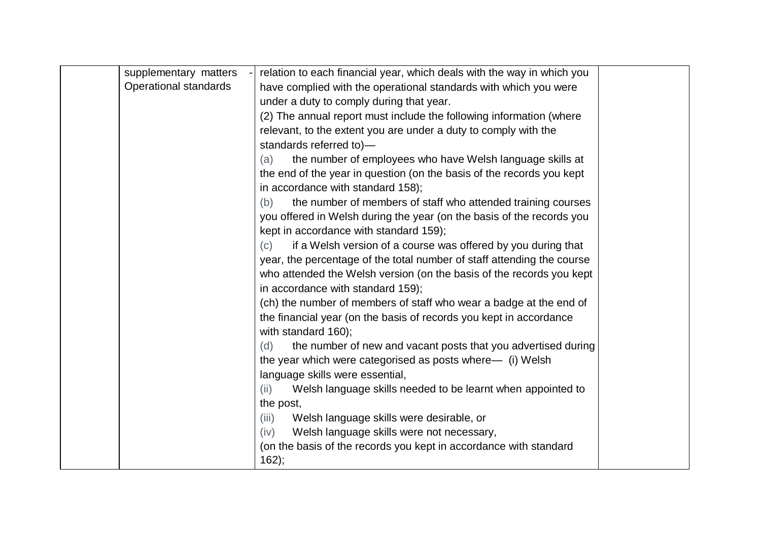|  | supplementary matters - Operational standards | relation to each financial year, which deals with the way in which you have complied with the operational standards with which you were under a duty to comply during that year.<br>(2) The annual report must include the following information (where relevant, to the extent you are under a duty to comply with the standards referred to)—<br>(a) the number of employees who have Welsh language skills at the end of the year in question (on the basis of the records you kept in accordance with standard 158);<br>(b) the number of members of staff who attended training courses you offered in Welsh during the year (on the basis of the records you kept in accordance with standard 159);<br>(c) if a Welsh version of a course was offered by you during that year, the percentage of the total number of staff attending the course who attended the Welsh version (on the basis of the records you kept in accordance with standard 159);<br>(ch) the number of members of staff who wear a badge at the end of the financial year (on the basis of records you kept in accordance with standard 160);<br>(d) the number of new and vacant posts that you advertised during the year which were categorised as posts where— (i) Welsh language skills were essential,<br>(ii) Welsh language skills needed to be learnt when appointed to the post,<br>(iii) Welsh language skills were desirable, or<br>(iv) Welsh language skills were not necessary,<br>(on the basis of the records you kept in accordance with standard 162); |  |
|---|---|---|---|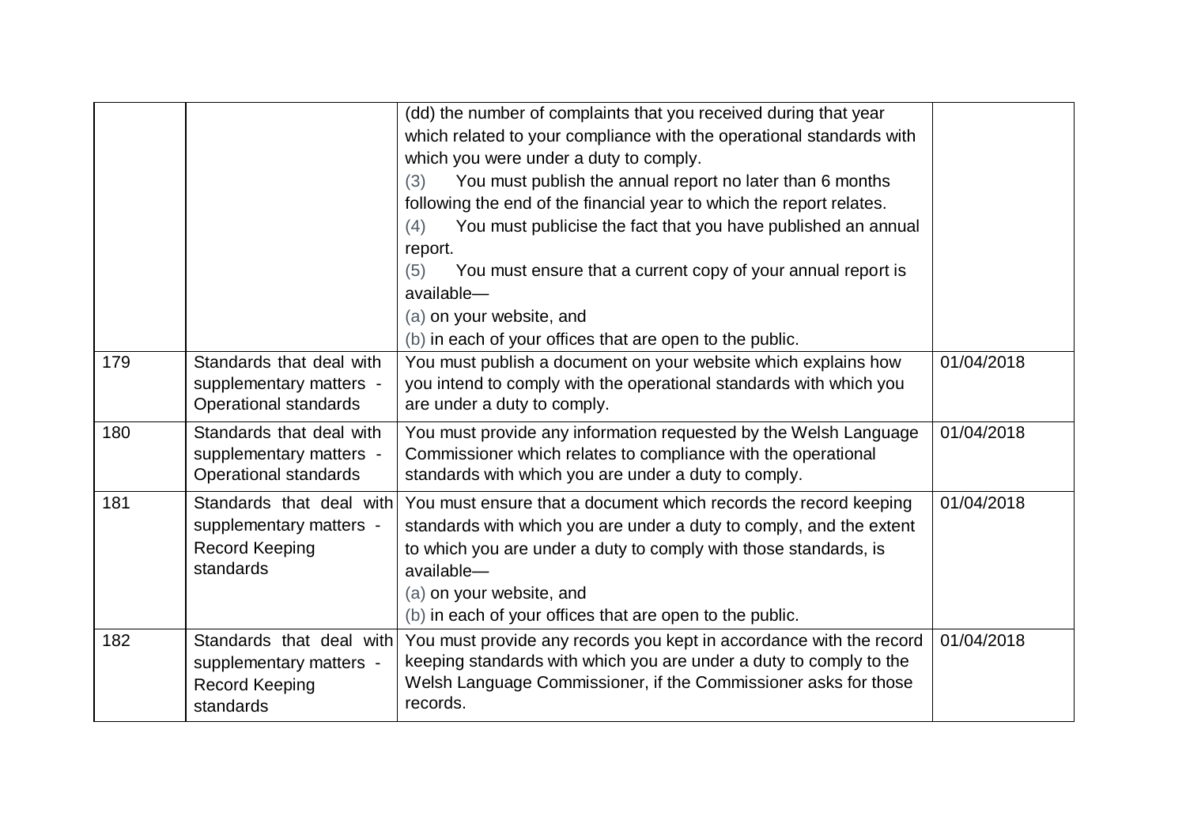| | | | |
|---|---|---|---|
| | | (dd) the number of complaints that you received during that year which related to your compliance with the operational standards with which you were under a duty to comply.<br>(3) You must publish the annual report no later than 6 months following the end of the financial year to which the report relates.<br>(4) You must publicise the fact that you have published an annual report.<br>(5) You must ensure that a current copy of your annual report is available—<br>(a) on your website, and<br>(b) in each of your offices that are open to the public. | |
| 179 | Standards that deal with supplementary matters - Operational standards | You must publish a document on your website which explains how you intend to comply with the operational standards with which you are under a duty to comply. | 01/04/2018 |
| 180 | Standards that deal with supplementary matters - Operational standards | You must provide any information requested by the Welsh Language Commissioner which relates to compliance with the operational standards with which you are under a duty to comply. | 01/04/2018 |
| 181 | Standards that deal with supplementary matters - Record Keeping standards | You must ensure that a document which records the record keeping standards with which you are under a duty to comply, and the extent to which you are under a duty to comply with those standards, is available—<br>(a) on your website, and<br>(b) in each of your offices that are open to the public. | 01/04/2018 |
| 182 | Standards that deal with supplementary matters - Record Keeping standards | You must provide any records you kept in accordance with the record keeping standards with which you are under a duty to comply to the Welsh Language Commissioner, if the Commissioner asks for those records. | 01/04/2018 |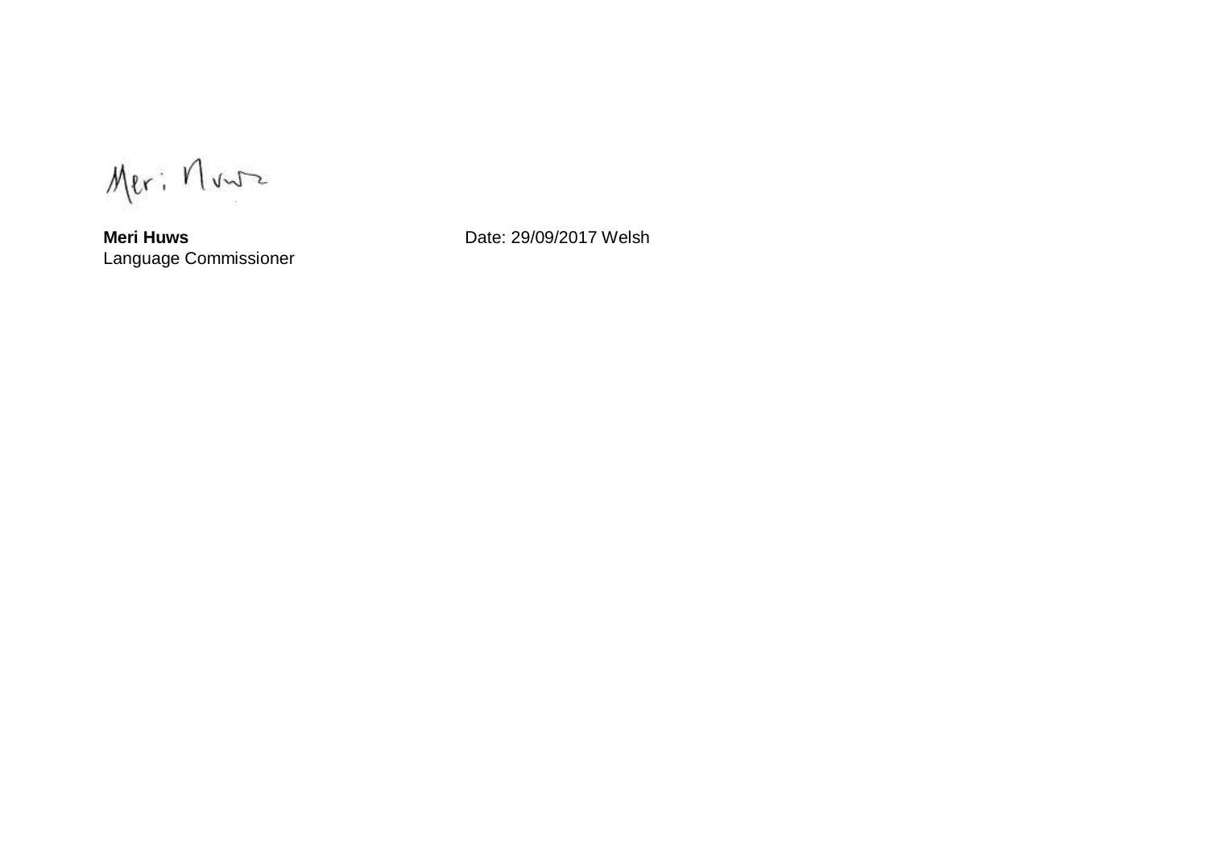**Meri Huws**
Language Commissioner

Date: 29/09/2017 Welsh